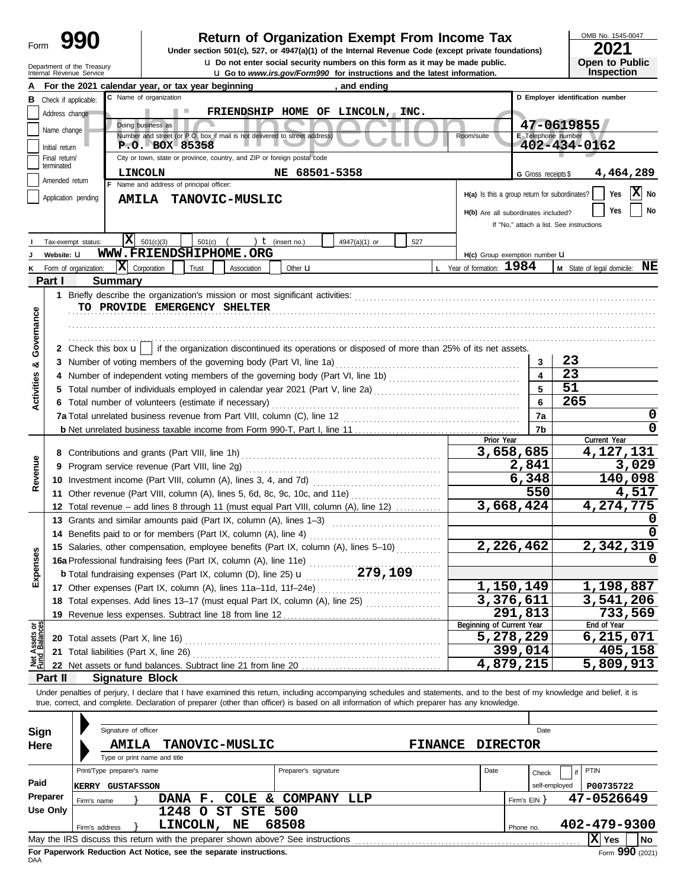Form **990**

# Return of Organization Exempt From Income Tax

**Under section 501(c), 527, or 4947(a)(1) of the Internal Revenue Code (except private foundations)**

u Do not enter social security numbers on this form as it may be made public.

u Go to *www.irs.gov/Form990* for instructions and the latest information.

Department of the Treasury
Internal Revenue Service

OMB No. 1545-0047

**2021**

**Open to Public Inspection**

Public Inspection Copy

**A** For the 2021 calendar year, or tax year beginning , and ending

**B** Check if applicable:
- Address change
- Name change
- Initial return
- Final return/terminated
- Amended return
- Application pending

**C** Name of organization: FRIENDSHIP HOME OF LINCOLN, INC.

Doing business as

Number and street (or P.O. box if mail is not delivered to street address): P.O. BOX 85358 — Room/suite

City or town, state or province, country, and ZIP or foreign postal code: LINCOLN NE 68501-5358

**D** Employer identification number: 47-0619855

**E** Telephone number: 402-434-0162

**G** Gross receipts $ 4,464,289

**F** Name and address of principal officer: AMILA TANOVIC-MUSLIC

**H(a)** Is this a group return for subordinates? Yes [ ] No [X]

**H(b)** Are all subordinates included? Yes [ ] No [ ]
If "No," attach a list. See instructions

**I** Tax-exempt status: [X] 501(c)(3) [ ] 501(c) ( ) t (insert no.) [ ] 4947(a)(1) or [ ] 527

**J** Website: u WWW.FRIENDSHIPHOME.ORG

**H(c)** Group exemption number u

**K** Form of organization: [X] Corporation [ ] Trust [ ] Association [ ] Other u

**L** Year of formation: 1984

**M** State of legal domicile: NE

## Part I Summary

**Activities & Governance**

1 Briefly describe the organization's mission or most significant activities:
TO PROVIDE EMERGENCY SHELTER

2 Check this box u [ ] if the organization discontinued its operations or disposed of more than 25% of its net assets.

| | | | |
|---|---|---|---|
| 3 | Number of voting members of the governing body (Part VI, line 1a) | 3 | 23 |
| 4 | Number of independent voting members of the governing body (Part VI, line 1b) | 4 | 23 |
| 5 | Total number of individuals employed in calendar year 2021 (Part V, line 2a) | 5 | 51 |
| 6 | Total number of volunteers (estimate if necessary) | 6 | 265 |
| 7a | Total unrelated business revenue from Part VIII, column (C), line 12 | 7a | 0 |
| b | Net unrelated business taxable income from Form 990-T, Part I, line 11 | 7b | 0 |

| | | Prior Year | Current Year |
|---|---|---|---|
| **Revenue** | | | |
| 8 | Contributions and grants (Part VIII, line 1h) | 3,658,685 | 4,127,131 |
| 9 | Program service revenue (Part VIII, line 2g) | 2,841 | 3,029 |
| 10 | Investment income (Part VIII, column (A), lines 3, 4, and 7d) | 6,348 | 140,098 |
| 11 | Other revenue (Part VIII, column (A), lines 5, 6d, 8c, 9c, 10c, and 11e) | 550 | 4,517 |
| 12 | Total revenue – add lines 8 through 11 (must equal Part VIII, column (A), line 12) | 3,668,424 | 4,274,775 |
| **Expenses** | | | |
| 13 | Grants and similar amounts paid (Part IX, column (A), lines 1–3) | | 0 |
| 14 | Benefits paid to or for members (Part IX, column (A), line 4) | | 0 |
| 15 | Salaries, other compensation, employee benefits (Part IX, column (A), lines 5–10) | 2,226,462 | 2,342,319 |
| 16a | Professional fundraising fees (Part IX, column (A), line 11e) | | 0 |
| b | Total fundraising expenses (Part IX, column (D), line 25) u 279,109 | | |
| 17 | Other expenses (Part IX, column (A), lines 11a–11d, 11f–24e) | 1,150,149 | 1,198,887 |
| 18 | Total expenses. Add lines 13–17 (must equal Part IX, column (A), line 25) | 3,376,611 | 3,541,206 |
| 19 | Revenue less expenses. Subtract line 18 from line 12 | 291,813 | 733,569 |

| **Net Assets or Fund Balances** | | Beginning of Current Year | End of Year |
|---|---|---|---|
| 20 | Total assets (Part X, line 16) | 5,278,229 | 6,215,071 |
| 21 | Total liabilities (Part X, line 26) | 399,014 | 405,158 |
| 22 | Net assets or fund balances. Subtract line 21 from line 20 | 4,879,215 | 5,809,913 |

## Part II Signature Block

Under penalties of perjury, I declare that I have examined this return, including accompanying schedules and statements, and to the best of my knowledge and belief, it is true, correct, and complete. Declaration of preparer (other than officer) is based on all information of which preparer has any knowledge.

**Sign Here**

Signature of officer — Date

AMILA TANOVIC-MUSLIC — FINANCE DIRECTOR

Type or print name and title

**Paid Preparer Use Only**

| Print/Type preparer's name | Preparer's signature | Date | Check [ ] if self-employed | PTIN |
|---|---|---|---|---|
| KERRY GUSTAFSSON | | | | P00735722 |

Firm's name } DANA F. COLE & COMPANY LLP — Firm's EIN } 47-0526649

Firm's address } 1248 O ST STE 500, LINCOLN, NE 68508 — Phone no. 402-479-9300

May the IRS discuss this return with the preparer shown above? See instructions [X] Yes [ ] No

**For Paperwork Reduction Act Notice, see the separate instructions.**

DAA

Form **990** (2021)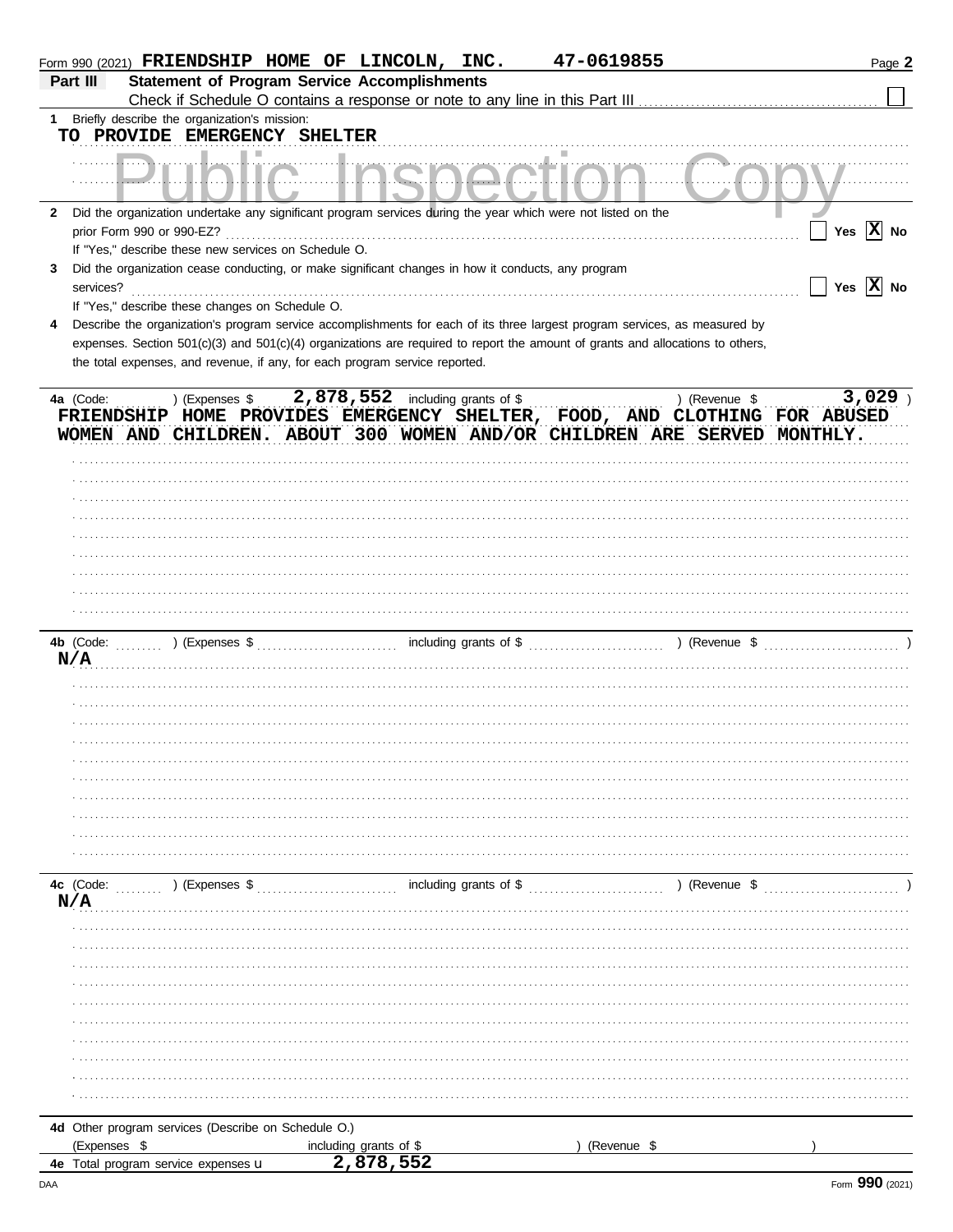Form 990 (2021) **FRIENDSHIP HOME OF LINCOLN, INC.** **47-0619855**

## Part III — Statement of Program Service Accomplishments

Check if Schedule O contains a response or note to any line in this Part III ☐

**1** Briefly describe the organization's mission:

TO PROVIDE EMERGENCY SHELTER

**2** Did the organization undertake any significant program services during the year which were not listed on the prior Form 990 or 990-EZ? ☐ Yes ☒ No

If "Yes," describe these new services on Schedule O.

**3** Did the organization cease conducting, or make significant changes in how it conducts, any program services? ☐ Yes ☒ No

If "Yes," describe these changes on Schedule O.

**4** Describe the organization's program service accomplishments for each of its three largest program services, as measured by expenses. Section 501(c)(3) and 501(c)(4) organizations are required to report the amount of grants and allocations to others, the total expenses, and revenue, if any, for each program service reported.

**4a** (Code: ) (Expenses $ 2,878,552 including grants of $ ) (Revenue $ 3,029 )

FRIENDSHIP HOME PROVIDES EMERGENCY SHELTER, FOOD, AND CLOTHING FOR ABUSED WOMEN AND CHILDREN. ABOUT 300 WOMEN AND/OR CHILDREN ARE SERVED MONTHLY.

**4b** (Code: ) (Expenses $ including grants of $ ) (Revenue $ )

N/A

**4c** (Code: ) (Expenses $ including grants of $ ) (Revenue $ )

N/A

**4d** Other program services (Describe on Schedule O.)

(Expenses $ including grants of $ ) (Revenue $ )

**4e** Total program service expenses 2,878,552

Form **990** (2021)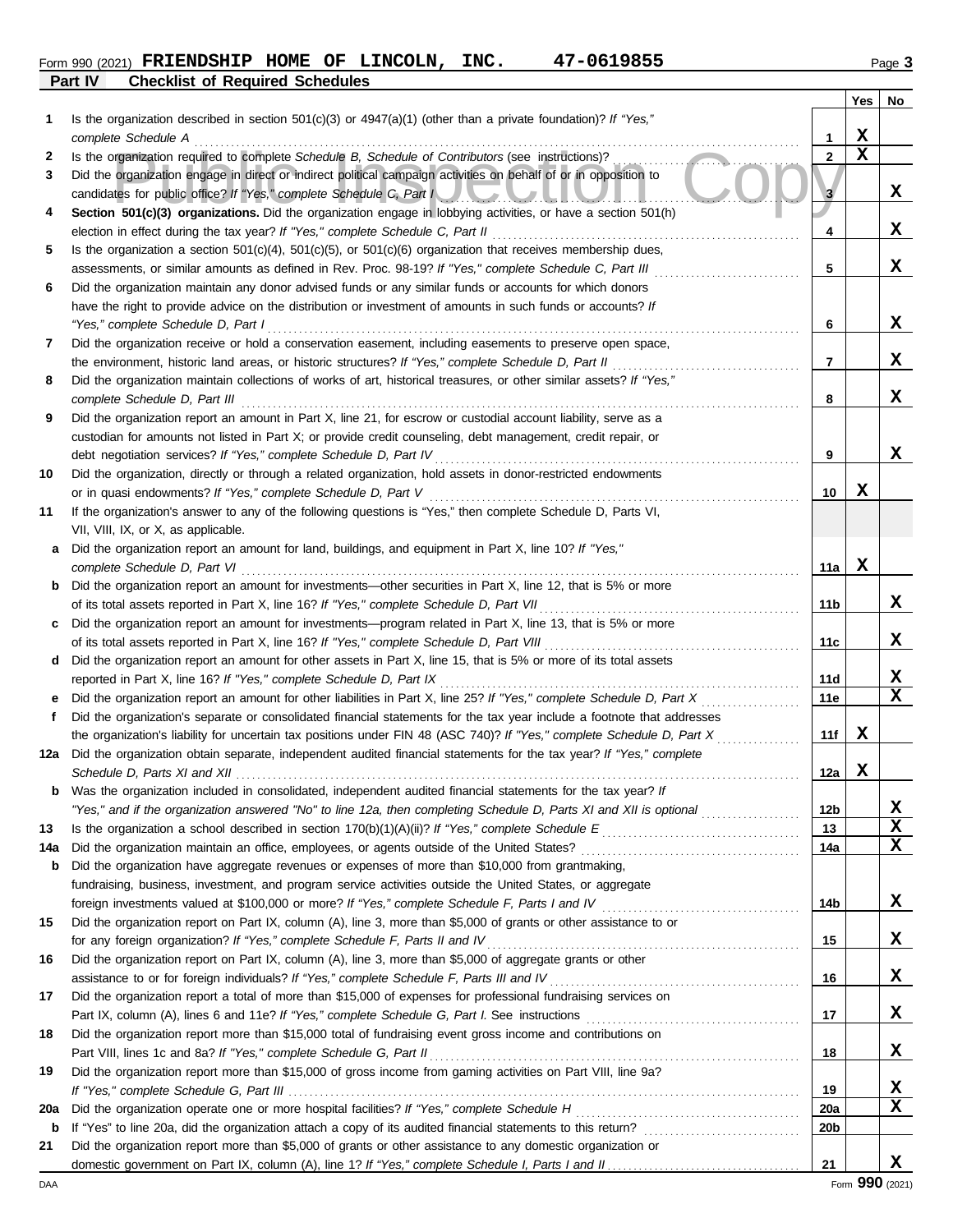Form 990 (2021) **FRIENDSHIP HOME OF LINCOLN, INC. 47-0619855** Page **3**

**Part IV Checklist of Required Schedules**

| | | | Yes | No |
|---|---|---|---|---|
| 1 | Is the organization described in section 501(c)(3) or 4947(a)(1) (other than a private foundation)? *If "Yes," complete Schedule A* | 1 | X | |
| 2 | Is the organization required to complete *Schedule B, Schedule of Contributors* (see instructions)? | 2 | X | |
| 3 | Did the organization engage in direct or indirect political campaign activities on behalf of or in opposition to candidates for public office? *If "Yes," complete Schedule C, Part I* | 3 | | X |
| 4 | **Section 501(c)(3) organizations.** Did the organization engage in lobbying activities, or have a section 501(h) election in effect during the tax year? *If "Yes," complete Schedule C, Part II* | 4 | | X |
| 5 | Is the organization a section 501(c)(4), 501(c)(5), or 501(c)(6) organization that receives membership dues, assessments, or similar amounts as defined in Rev. Proc. 98-19? *If "Yes," complete Schedule C, Part III* | 5 | | X |
| 6 | Did the organization maintain any donor advised funds or any similar funds or accounts for which donors have the right to provide advice on the distribution or investment of amounts in such funds or accounts? *If "Yes," complete Schedule D, Part I* | 6 | | X |
| 7 | Did the organization receive or hold a conservation easement, including easements to preserve open space, the environment, historic land areas, or historic structures? *If "Yes," complete Schedule D, Part II* | 7 | | X |
| 8 | Did the organization maintain collections of works of art, historical treasures, or other similar assets? *If "Yes," complete Schedule D, Part III* | 8 | | X |
| 9 | Did the organization report an amount in Part X, line 21, for escrow or custodial account liability, serve as a custodian for amounts not listed in Part X; or provide credit counseling, debt management, credit repair, or debt negotiation services? *If "Yes," complete Schedule D, Part IV* | 9 | | X |
| 10 | Did the organization, directly or through a related organization, hold assets in donor-restricted endowments or in quasi endowments? *If "Yes," complete Schedule D, Part V* | 10 | X | |
| 11 | If the organization's answer to any of the following questions is "Yes," then complete Schedule D, Parts VI, VII, VIII, IX, or X, as applicable. | | | |
| a | Did the organization report an amount for land, buildings, and equipment in Part X, line 10? *If "Yes," complete Schedule D, Part VI* | 11a | X | |
| b | Did the organization report an amount for investments—other securities in Part X, line 12, that is 5% or more of its total assets reported in Part X, line 16? *If "Yes," complete Schedule D, Part VII* | 11b | | X |
| c | Did the organization report an amount for investments—program related in Part X, line 13, that is 5% or more of its total assets reported in Part X, line 16? *If "Yes," complete Schedule D, Part VIII* | 11c | | X |
| d | Did the organization report an amount for other assets in Part X, line 15, that is 5% or more of its total assets reported in Part X, line 16? *If "Yes," complete Schedule D, Part IX* | 11d | | X |
| e | Did the organization report an amount for other liabilities in Part X, line 25? *If "Yes," complete Schedule D, Part X* | 11e | | X |
| f | Did the organization's separate or consolidated financial statements for the tax year include a footnote that addresses the organization's liability for uncertain tax positions under FIN 48 (ASC 740)? *If "Yes," complete Schedule D, Part X* | 11f | X | |
| 12a | Did the organization obtain separate, independent audited financial statements for the tax year? *If "Yes," complete Schedule D, Parts XI and XII* | 12a | X | |
| b | Was the organization included in consolidated, independent audited financial statements for the tax year? *If "Yes," and if the organization answered "No" to line 12a, then completing Schedule D, Parts XI and XII is optional* | 12b | | X |
| 13 | Is the organization a school described in section 170(b)(1)(A)(ii)? *If "Yes," complete Schedule E* | 13 | | X |
| 14a | Did the organization maintain an office, employees, or agents outside of the United States? | 14a | | X |
| b | Did the organization have aggregate revenues or expenses of more than $10,000 from grantmaking, fundraising, business, investment, and program service activities outside the United States, or aggregate foreign investments valued at $100,000 or more? *If "Yes," complete Schedule F, Parts I and IV* | 14b | | X |
| 15 | Did the organization report on Part IX, column (A), line 3, more than $5,000 of grants or other assistance to or for any foreign organization? *If "Yes," complete Schedule F, Parts II and IV* | 15 | | X |
| 16 | Did the organization report on Part IX, column (A), line 3, more than $5,000 of aggregate grants or other assistance to or for foreign individuals? *If "Yes," complete Schedule F, Parts III and IV* | 16 | | X |
| 17 | Did the organization report a total of more than $15,000 of expenses for professional fundraising services on Part IX, column (A), lines 6 and 11e? *If "Yes," complete Schedule G, Part I.* See instructions | 17 | | X |
| 18 | Did the organization report more than $15,000 total of fundraising event gross income and contributions on Part VIII, lines 1c and 8a? *If "Yes," complete Schedule G, Part II* | 18 | | X |
| 19 | Did the organization report more than $15,000 of gross income from gaming activities on Part VIII, line 9a? *If "Yes," complete Schedule G, Part III* | 19 | | X |
| 20a | Did the organization operate one or more hospital facilities? *If "Yes," complete Schedule H* | 20a | | X |
| b | If "Yes" to line 20a, did the organization attach a copy of its audited financial statements to this return? | 20b | | |
| 21 | Did the organization report more than $5,000 of grants or other assistance to any domestic organization or domestic government on Part IX, column (A), line 1? *If "Yes," complete Schedule I, Parts I and II* | 21 | | X |

DAA Form **990** (2021)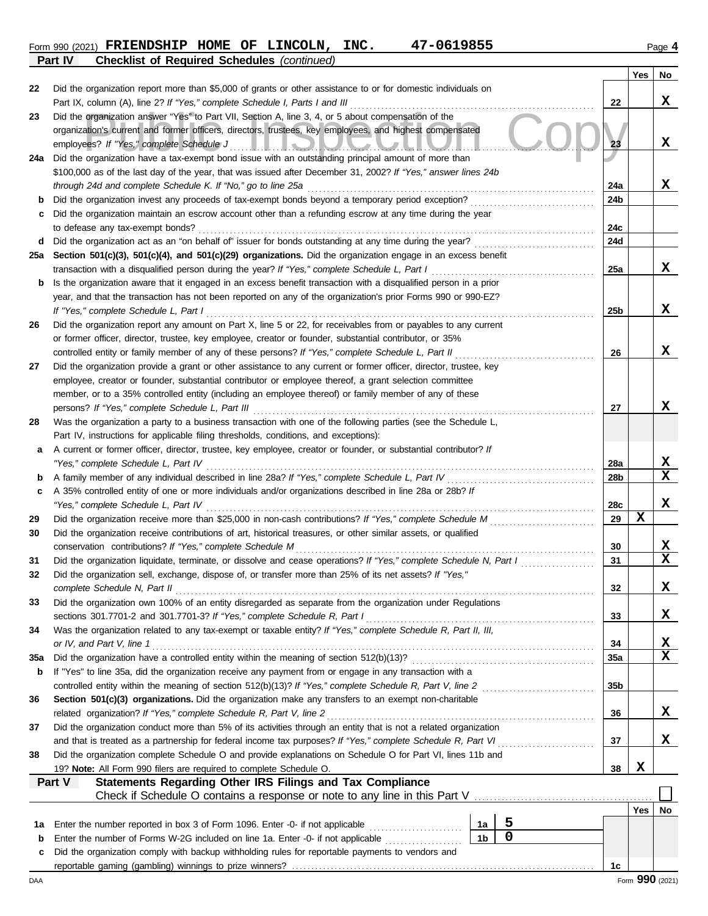Form 990 (2021) **FRIENDSHIP HOME OF LINCOLN, INC. 47-0619855** Page **4**

**Part IV Checklist of Required Schedules** *(continued)*

| | | | Yes | No |
|---|---|---|---|---|
| 22 | Did the organization report more than $5,000 of grants or other assistance to or for domestic individuals on Part IX, column (A), line 2? *If "Yes," complete Schedule I, Parts I and III* | 22 | | X |
| 23 | Did the organization answer "Yes" to Part VII, Section A, line 3, 4, or 5 about compensation of the organization's current and former officers, directors, trustees, key employees, and highest compensated employees? *If "Yes," complete Schedule J* | 23 | | X |
| 24a | Did the organization have a tax-exempt bond issue with an outstanding principal amount of more than $100,000 as of the last day of the year, that was issued after December 31, 2002? *If "Yes," answer lines 24b through 24d and complete Schedule K. If "No," go to line 25a* | 24a | | X |
| b | Did the organization invest any proceeds of tax-exempt bonds beyond a temporary period exception? | 24b | | |
| c | Did the organization maintain an escrow account other than a refunding escrow at any time during the year to defease any tax-exempt bonds? | 24c | | |
| d | Did the organization act as an "on behalf of" issuer for bonds outstanding at any time during the year? | 24d | | |
| 25a | **Section 501(c)(3), 501(c)(4), and 501(c)(29) organizations.** Did the organization engage in an excess benefit transaction with a disqualified person during the year? *If "Yes," complete Schedule L, Part I* | 25a | | X |
| b | Is the organization aware that it engaged in an excess benefit transaction with a disqualified person in a prior year, and that the transaction has not been reported on any of the organization's prior Forms 990 or 990-EZ? *If "Yes," complete Schedule L, Part I* | 25b | | X |
| 26 | Did the organization report any amount on Part X, line 5 or 22, for receivables from or payables to any current or former officer, director, trustee, key employee, creator or founder, substantial contributor, or 35% controlled entity or family member of any of these persons? *If "Yes," complete Schedule L, Part II* | 26 | | X |
| 27 | Did the organization provide a grant or other assistance to any current or former officer, director, trustee, key employee, creator or founder, substantial contributor or employee thereof, a grant selection committee member, or to a 35% controlled entity (including an employee thereof) or family member of any of these persons? *If "Yes," complete Schedule L, Part III* | 27 | | X |
| 28 | Was the organization a party to a business transaction with one of the following parties (see the Schedule L, Part IV, instructions for applicable filing thresholds, conditions, and exceptions): | | | |
| a | A current or former officer, director, trustee, key employee, creator or founder, or substantial contributor? *If "Yes," complete Schedule L, Part IV* | 28a | | X |
| b | A family member of any individual described in line 28a? *If "Yes," complete Schedule L, Part IV* | 28b | | X |
| c | A 35% controlled entity of one or more individuals and/or organizations described in line 28a or 28b? *If "Yes," complete Schedule L, Part IV* | 28c | | X |
| 29 | Did the organization receive more than $25,000 in non-cash contributions? *If "Yes," complete Schedule M* | 29 | X | |
| 30 | Did the organization receive contributions of art, historical treasures, or other similar assets, or qualified conservation contributions? *If "Yes," complete Schedule M* | 30 | | X |
| 31 | Did the organization liquidate, terminate, or dissolve and cease operations? *If "Yes," complete Schedule N, Part I* | 31 | | X |
| 32 | Did the organization sell, exchange, dispose of, or transfer more than 25% of its net assets? *If "Yes," complete Schedule N, Part II* | 32 | | X |
| 33 | Did the organization own 100% of an entity disregarded as separate from the organization under Regulations sections 301.7701-2 and 301.7701-3? *If "Yes," complete Schedule R, Part I* | 33 | | X |
| 34 | Was the organization related to any tax-exempt or taxable entity? *If "Yes," complete Schedule R, Part II, III, or IV, and Part V, line 1* | 34 | | X |
| 35a | Did the organization have a controlled entity within the meaning of section 512(b)(13)? | 35a | | X |
| b | If "Yes" to line 35a, did the organization receive any payment from or engage in any transaction with a controlled entity within the meaning of section 512(b)(13)? *If "Yes," complete Schedule R, Part V, line 2* | 35b | | |
| 36 | **Section 501(c)(3) organizations.** Did the organization make any transfers to an exempt non-charitable related organization? *If "Yes," complete Schedule R, Part V, line 2* | 36 | | X |
| 37 | Did the organization conduct more than 5% of its activities through an entity that is not a related organization and that is treated as a partnership for federal income tax purposes? *If "Yes," complete Schedule R, Part VI* | 37 | | X |
| 38 | Did the organization complete Schedule O and provide explanations on Schedule O for Part VI, lines 11b and 19? **Note:** All Form 990 filers are required to complete Schedule O. | 38 | X | |

**Part V Statements Regarding Other IRS Filings and Tax Compliance**

Check if Schedule O contains a response or note to any line in this Part V ☐

| | | | | | Yes | No |
|---|---|---|---|---|---|---|
| 1a | Enter the number reported in box 3 of Form 1096. Enter -0- if not applicable | 1a | 5 | | | |
| b | Enter the number of Forms W-2G included on line 1a. Enter -0- if not applicable | 1b | 0 | | | |
| c | Did the organization comply with backup withholding rules for reportable payments to vendors and reportable gaming (gambling) winnings to prize winners? | | | 1c | | |

Form **990** (2021)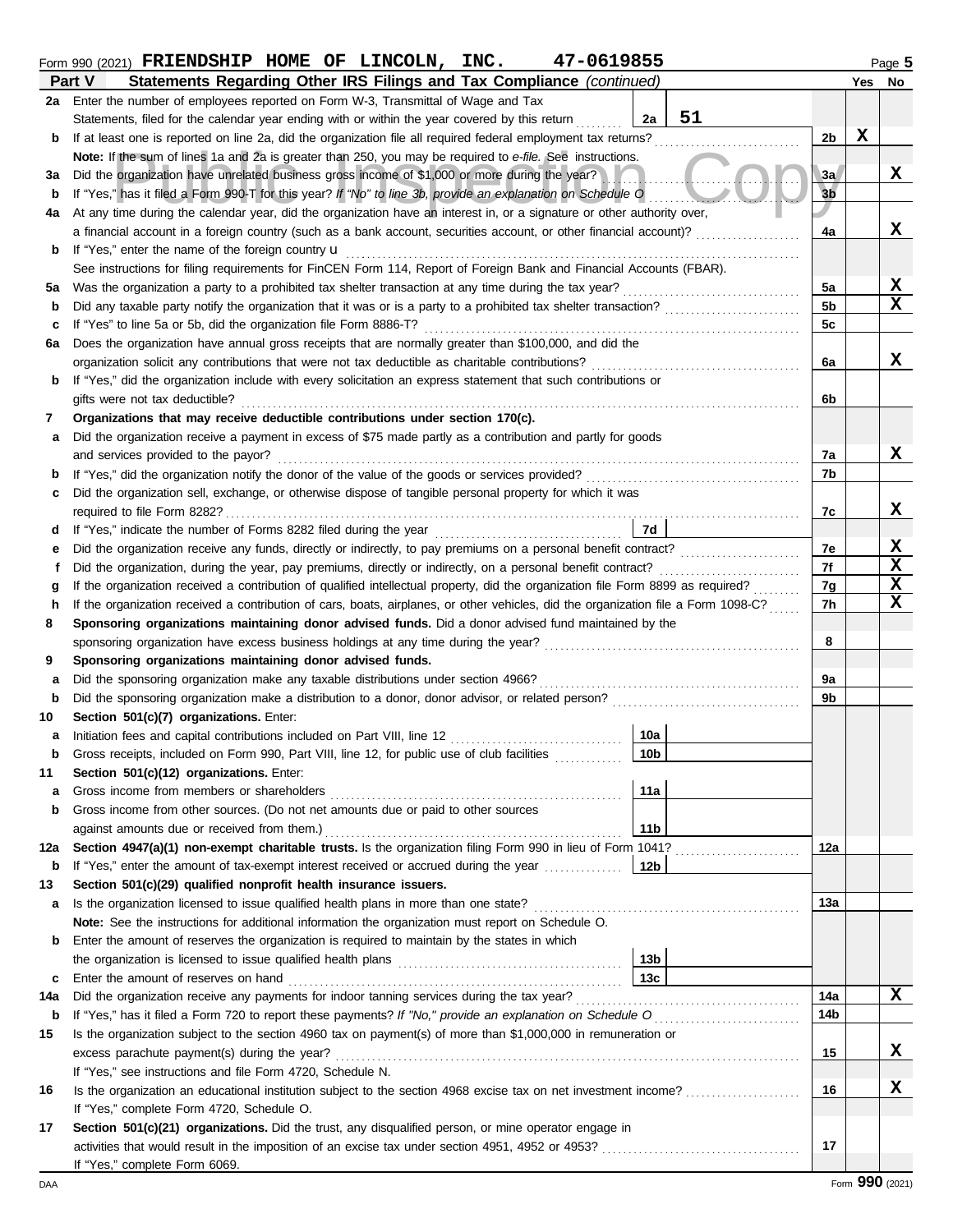Form 990 (2021) **FRIENDSHIP HOME OF LINCOLN, INC. 47-0619855** Page 5

## Part V Statements Regarding Other IRS Filings and Tax Compliance *(continued)*

| | | | | | Yes | No |
|---|---|---|---|---|---|---|
| **2a** | Enter the number of employees reported on Form W-3, Transmittal of Wage and Tax Statements, filed for the calendar year ending with or within the year covered by this return | 2a | 51 | | | |
| **b** | If at least one is reported on line 2a, did the organization file all required federal employment tax returns? | | | 2b | X | |
| | **Note:** If the sum of lines 1a and 2a is greater than 250, you may be required to *e-file*. See instructions. | | | | | |
| **3a** | Did the organization have unrelated business gross income of $1,000 or more during the year? | | | 3a | | X |
| **b** | If "Yes," has it filed a Form 990-T for this year? *If "No" to line 3b, provide an explanation on Schedule O* | | | 3b | | |
| **4a** | At any time during the calendar year, did the organization have an interest in, or a signature or other authority over, a financial account in a foreign country (such as a bank account, securities account, or other financial account)? | | | 4a | | X |
| **b** | If "Yes," enter the name of the foreign country u | | | | | |
| | See instructions for filing requirements for FinCEN Form 114, Report of Foreign Bank and Financial Accounts (FBAR). | | | | | |
| **5a** | Was the organization a party to a prohibited tax shelter transaction at any time during the tax year? | | | 5a | | X |
| **b** | Did any taxable party notify the organization that it was or is a party to a prohibited tax shelter transaction? | | | 5b | | X |
| **c** | If "Yes" to line 5a or 5b, did the organization file Form 8886-T? | | | 5c | | |
| **6a** | Does the organization have annual gross receipts that are normally greater than $100,000, and did the organization solicit any contributions that were not tax deductible as charitable contributions? | | | 6a | | X |
| **b** | If "Yes," did the organization include with every solicitation an express statement that such contributions or gifts were not tax deductible? | | | 6b | | |
| **7** | **Organizations that may receive deductible contributions under section 170(c).** | | | | | |
| **a** | Did the organization receive a payment in excess of $75 made partly as a contribution and partly for goods and services provided to the payor? | | | 7a | | X |
| **b** | If "Yes," did the organization notify the donor of the value of the goods or services provided? | | | 7b | | |
| **c** | Did the organization sell, exchange, or otherwise dispose of tangible personal property for which it was required to file Form 8282? | | | 7c | | X |
| **d** | If "Yes," indicate the number of Forms 8282 filed during the year | 7d | | | | |
| **e** | Did the organization receive any funds, directly or indirectly, to pay premiums on a personal benefit contract? | | | 7e | | X |
| **f** | Did the organization, during the year, pay premiums, directly or indirectly, on a personal benefit contract? | | | 7f | | X |
| **g** | If the organization received a contribution of qualified intellectual property, did the organization file Form 8899 as required? | | | 7g | | X |
| **h** | If the organization received a contribution of cars, boats, airplanes, or other vehicles, did the organization file a Form 1098-C? | | | 7h | | X |
| **8** | **Sponsoring organizations maintaining donor advised funds.** Did a donor advised fund maintained by the sponsoring organization have excess business holdings at any time during the year? | | | 8 | | |
| **9** | **Sponsoring organizations maintaining donor advised funds.** | | | | | |
| **a** | Did the sponsoring organization make any taxable distributions under section 4966? | | | 9a | | |
| **b** | Did the sponsoring organization make a distribution to a donor, donor advisor, or related person? | | | 9b | | |
| **10** | **Section 501(c)(7) organizations.** Enter: | | | | | |
| **a** | Initiation fees and capital contributions included on Part VIII, line 12 | 10a | | | | |
| **b** | Gross receipts, included on Form 990, Part VIII, line 12, for public use of club facilities | 10b | | | | |
| **11** | **Section 501(c)(12) organizations.** Enter: | | | | | |
| **a** | Gross income from members or shareholders | 11a | | | | |
| **b** | Gross income from other sources. (Do not net amounts due or paid to other sources against amounts due or received from them.) | 11b | | | | |
| **12a** | **Section 4947(a)(1) non-exempt charitable trusts.** Is the organization filing Form 990 in lieu of Form 1041? | | | 12a | | |
| **b** | If "Yes," enter the amount of tax-exempt interest received or accrued during the year | 12b | | | | |
| **13** | **Section 501(c)(29) qualified nonprofit health insurance issuers.** | | | | | |
| **a** | Is the organization licensed to issue qualified health plans in more than one state? | | | 13a | | |
| | **Note:** See the instructions for additional information the organization must report on Schedule O. | | | | | |
| **b** | Enter the amount of reserves the organization is required to maintain by the states in which the organization is licensed to issue qualified health plans | 13b | | | | |
| **c** | Enter the amount of reserves on hand | 13c | | | | |
| **14a** | Did the organization receive any payments for indoor tanning services during the tax year? | | | 14a | | X |
| **b** | If "Yes," has it filed a Form 720 to report these payments? *If "No," provide an explanation on Schedule O* | | | 14b | | |
| **15** | Is the organization subject to the section 4960 tax on payment(s) of more than $1,000,000 in remuneration or excess parachute payment(s) during the year? | | | 15 | | X |
| | If "Yes," see instructions and file Form 4720, Schedule N. | | | | | |
| **16** | Is the organization an educational institution subject to the section 4968 excise tax on net investment income? | | | 16 | | X |
| | If "Yes," complete Form 4720, Schedule O. | | | | | |
| **17** | **Section 501(c)(21) organizations.** Did the trust, any disqualified person, or mine operator engage in activities that would result in the imposition of an excise tax under section 4951, 4952 or 4953? | | | 17 | | |
| | If "Yes," complete Form 6069. | | | | | |

DAA Form **990** (2021)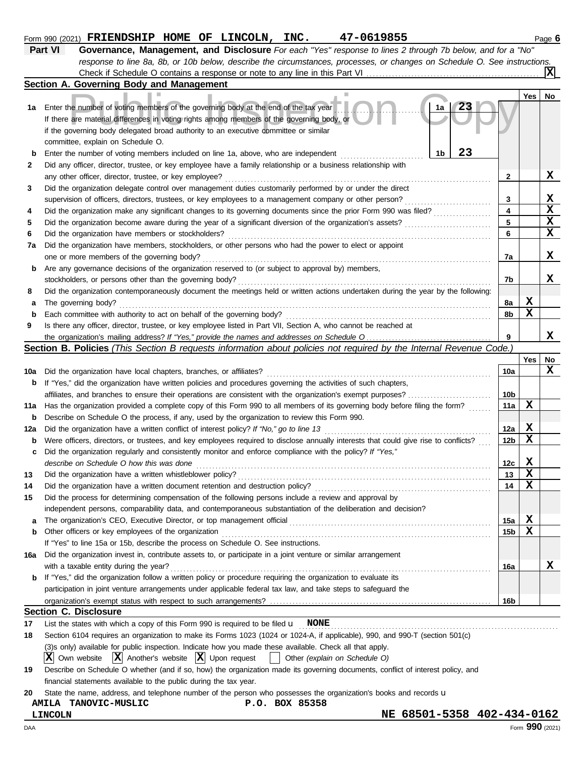Form 990 (2021) **FRIENDSHIP HOME OF LINCOLN, INC. 47-0619855** Page **6**

**Part VI** **Governance, Management, and Disclosure** *For each "Yes" response to lines 2 through 7b below, and for a "No" response to line 8a, 8b, or 10b below, describe the circumstances, processes, or changes on Schedule O. See instructions.*

Check if Schedule O contains a response or note to any line in this Part VI . . . . . [X]

## Section A. Governing Body and Management

| | | | Yes | No |
|---|---|---|---|---|
| 1a | Enter the number of voting members of the governing body at the end of the tax year . . . **1a** 23<br>If there are material differences in voting rights among members of the governing body, or if the governing body delegated broad authority to an executive committee or similar committee, explain on Schedule O. | | | |
| b | Enter the number of voting members included on line 1a, above, who are independent . . . **1b** 23 | | | |
| 2 | Did any officer, director, trustee, or key employee have a family relationship or a business relationship with any other officer, director, trustee, or key employee? | 2 | | X |
| 3 | Did the organization delegate control over management duties customarily performed by or under the direct supervision of officers, directors, trustees, or key employees to a management company or other person? | 3 | | X |
| 4 | Did the organization make any significant changes to its governing documents since the prior Form 990 was filed? | 4 | | X |
| 5 | Did the organization become aware during the year of a significant diversion of the organization's assets? | 5 | | X |
| 6 | Did the organization have members or stockholders? | 6 | | X |
| 7a | Did the organization have members, stockholders, or other persons who had the power to elect or appoint one or more members of the governing body? | 7a | | X |
| b | Are any governance decisions of the organization reserved to (or subject to approval by) members, stockholders, or persons other than the governing body? | 7b | | X |
| 8 | Did the organization contemporaneously document the meetings held or written actions undertaken during the year by the following: | | | |
| a | The governing body? | 8a | X | |
| b | Each committee with authority to act on behalf of the governing body? | 8b | X | |
| 9 | Is there any officer, director, trustee, or key employee listed in Part VII, Section A, who cannot be reached at the organization's mailing address? *If "Yes," provide the names and addresses on Schedule O* | 9 | | X |

## Section B. Policies *(This Section B requests information about policies not required by the Internal Revenue Code.)*

| | | | Yes | No |
|---|---|---|---|---|
| 10a | Did the organization have local chapters, branches, or affiliates? | 10a | | X |
| b | If "Yes," did the organization have written policies and procedures governing the activities of such chapters, affiliates, and branches to ensure their operations are consistent with the organization's exempt purposes? | 10b | | |
| 11a | Has the organization provided a complete copy of this Form 990 to all members of its governing body before filing the form? | 11a | X | |
| b | Describe on Schedule O the process, if any, used by the organization to review this Form 990. | | | |
| 12a | Did the organization have a written conflict of interest policy? *If "No," go to line 13* | 12a | X | |
| b | Were officers, directors, or trustees, and key employees required to disclose annually interests that could give rise to conflicts? | 12b | X | |
| c | Did the organization regularly and consistently monitor and enforce compliance with the policy? *If "Yes," describe on Schedule O how this was done* | 12c | X | |
| 13 | Did the organization have a written whistleblower policy? | 13 | X | |
| 14 | Did the organization have a written document retention and destruction policy? | 14 | X | |
| 15 | Did the process for determining compensation of the following persons include a review and approval by independent persons, comparability data, and contemporaneous substantiation of the deliberation and decision? | | | |
| a | The organization's CEO, Executive Director, or top management official | 15a | X | |
| b | Other officers or key employees of the organization | 15b | X | |
| | If "Yes" to line 15a or 15b, describe the process on Schedule O. See instructions. | | | |
| 16a | Did the organization invest in, contribute assets to, or participate in a joint venture or similar arrangement with a taxable entity during the year? | 16a | | X |
| b | If "Yes," did the organization follow a written policy or procedure requiring the organization to evaluate its participation in joint venture arrangements under applicable federal tax law, and take steps to safeguard the organization's exempt status with respect to such arrangements? | 16b | | |

## Section C. Disclosure

17 List the states with which a copy of this Form 990 is required to be filed u **NONE**

18 Section 6104 requires an organization to make its Forms 1023 (1024 or 1024-A, if applicable), 990, and 990-T (section 501(c)(3)s only) available for public inspection. Indicate how you made these available. Check all that apply.

[X] Own website [X] Another's website [X] Upon request [ ] Other *(explain on Schedule O)*

19 Describe on Schedule O whether (and if so, how) the organization made its governing documents, conflict of interest policy, and financial statements available to the public during the tax year.

20 State the name, address, and telephone number of the person who possesses the organization's books and records u

**AMILA TANOVIC-MUSLIC P.O. BOX 85358**
**LINCOLN NE 68501-5358 402-434-0162**

DAA Form **990** (2021)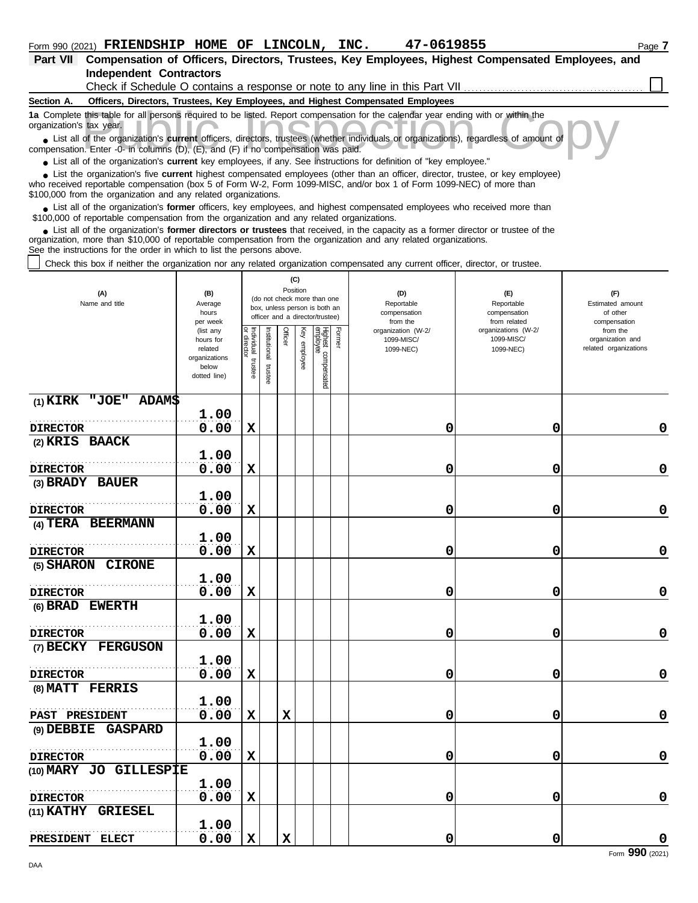Form 990 (2021) **FRIENDSHIP HOME OF LINCOLN, INC.** **47-0619855**

**Part VII Compensation of Officers, Directors, Trustees, Key Employees, Highest Compensated Employees, and Independent Contractors**

Check if Schedule O contains a response or note to any line in this Part VII ☐

**Section A. Officers, Directors, Trustees, Key Employees, and Highest Compensated Employees**

**1a** Complete this table for all persons required to be listed. Report compensation for the calendar year ending with or within the organization's tax year.

- List all of the organization's **current** officers, directors, trustees (whether individuals or organizations), regardless of amount of compensation. Enter -0- in columns (D), (E), and (F) if no compensation was paid.
- List all of the organization's **current** key employees, if any. See instructions for definition of "key employee."
- List the organization's five **current** highest compensated employees (other than an officer, director, trustee, or key employee) who received reportable compensation (box 5 of Form W-2, Form 1099-MISC, and/or box 1 of Form 1099-NEC) of more than $100,000 from the organization and any related organizations.
- List all of the organization's **former** officers, key employees, and highest compensated employees who received more than $100,000 of reportable compensation from the organization and any related organizations.
- List all of the organization's **former directors or trustees** that received, in the capacity as a former director or trustee of the organization, more than $10,000 of reportable compensation from the organization and any related organizations.

See the instructions for the order in which to list the persons above.

☐ Check this box if neither the organization nor any related organization compensated any current officer, director, or trustee.

| (A) Name and title | (B) Average hours per week (list any hours for related organizations below dotted line) | (C) Position: Individual trustee or director | Institutional trustee | Officer | Key employee | Highest compensated employee | Former | (D) Reportable compensation from the organization (W-2/1099-MISC/1099-NEC) | (E) Reportable compensation from related organizations (W-2/1099-MISC/1099-NEC) | (F) Estimated amount of other compensation from the organization and related organizations |
|---|---|---|---|---|---|---|---|---|---|---|
| (1) KIRK "JOE" ADAMS<br>DIRECTOR | 1.00<br>0.00 | X | | | | | | 0 | 0 | 0 |
| (2) KRIS BAACK<br>DIRECTOR | 1.00<br>0.00 | X | | | | | | 0 | 0 | 0 |
| (3) BRADY BAUER<br>DIRECTOR | 1.00<br>0.00 | X | | | | | | 0 | 0 | 0 |
| (4) TERA BEERMANN<br>DIRECTOR | 1.00<br>0.00 | X | | | | | | 0 | 0 | 0 |
| (5) SHARON CIRONE<br>DIRECTOR | 1.00<br>0.00 | X | | | | | | 0 | 0 | 0 |
| (6) BRAD EWERTH<br>DIRECTOR | 1.00<br>0.00 | X | | | | | | 0 | 0 | 0 |
| (7) BECKY FERGUSON<br>DIRECTOR | 1.00<br>0.00 | X | | | | | | 0 | 0 | 0 |
| (8) MATT FERRIS<br>PAST PRESIDENT | 1.00<br>0.00 | X | | X | | | | 0 | 0 | 0 |
| (9) DEBBIE GASPARD<br>DIRECTOR | 1.00<br>0.00 | X | | | | | | 0 | 0 | 0 |
| (10) MARY JO GILLESPIE<br>DIRECTOR | 1.00<br>0.00 | X | | | | | | 0 | 0 | 0 |
| (11) KATHY GRIESEL<br>PRESIDENT ELECT | 1.00<br>0.00 | X | | X | | | | 0 | 0 | 0 |

Form **990** (2021)

DAA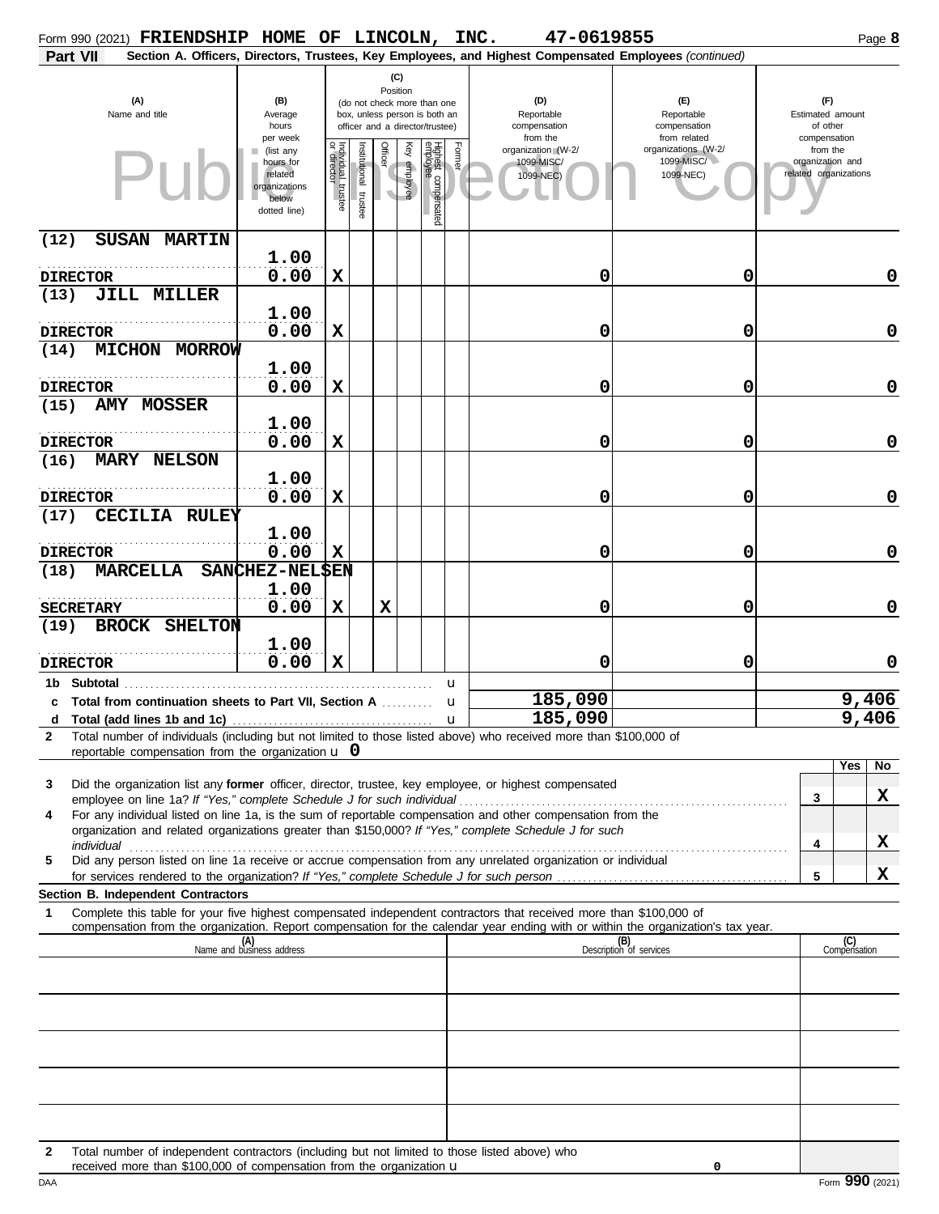Form 990 (2021) **FRIENDSHIP HOME OF LINCOLN, INC.** **47-0619855** Page **8**

**Part VII** **Section A. Officers, Directors, Trustees, Key Employees, and Highest Compensated Employees** *(continued)*

| (A) Name and title | (B) Average hours per week (list any hours for related organizations below dotted line) | (C) Position: Individual trustee or director | Institutional trustee | Officer | Key employee | Highest compensated employee | Former | (D) Reportable compensation from the organization (W-2/ 1099-MISC/ 1099-NEC) | (E) Reportable compensation from related organizations (W-2/ 1099-MISC/ 1099-NEC) | (F) Estimated amount of other compensation from the organization and related organizations |
|---|---|---|---|---|---|---|---|---|---|---|
| (12) SUSAN MARTIN<br>DIRECTOR | 1.00<br>0.00 | X | | | | | | 0 | 0 | 0 |
| (13) JILL MILLER<br>DIRECTOR | 1.00<br>0.00 | X | | | | | | 0 | 0 | 0 |
| (14) MICHON MORROW<br>DIRECTOR | 1.00<br>0.00 | X | | | | | | 0 | 0 | 0 |
| (15) AMY MOSSER<br>DIRECTOR | 1.00<br>0.00 | X | | | | | | 0 | 0 | 0 |
| (16) MARY NELSON<br>DIRECTOR | 1.00<br>0.00 | X | | | | | | 0 | 0 | 0 |
| (17) CECILIA RULEY<br>DIRECTOR | 1.00<br>0.00 | X | | | | | | 0 | 0 | 0 |
| (18) MARCELLA SANCHEZ-NELSEN<br>SECRETARY | 1.00<br>0.00 | X | | X | | | | 0 | 0 | 0 |
| (19) BROCK SHELTON<br>DIRECTOR | 1.00<br>0.00 | X | | | | | | 0 | 0 | 0 |
| **1b Subtotal** | | | | | | | | | | |
| **c Total from continuation sheets to Part VII, Section A** | | | | | | | | 185,090 | | 9,406 |
| **d Total (add lines 1b and 1c)** | | | | | | | | 185,090 | | 9,406 |

**2** Total number of individuals (including but not limited to those listed above) who received more than $100,000 of reportable compensation from the organization u 0

| | | Yes | No |
|---|---|---|---|
| **3** Did the organization list any **former** officer, director, trustee, key employee, or highest compensated employee on line 1a? *If "Yes," complete Schedule J for such individual* | 3 | | X |
| **4** For any individual listed on line 1a, is the sum of reportable compensation and other compensation from the organization and related organizations greater than $150,000? *If "Yes," complete Schedule J for such individual* | 4 | | X |
| **5** Did any person listed on line 1a receive or accrue compensation from any unrelated organization or individual for services rendered to the organization? *If "Yes," complete Schedule J for such person* | 5 | | X |

**Section B. Independent Contractors**

**1** Complete this table for your five highest compensated independent contractors that received more than $100,000 of compensation from the organization. Report compensation for the calendar year ending with or within the organization's tax year.

| (A) Name and business address | (B) Description of services | (C) Compensation |
|---|---|---|
| | | |
| | | |
| | | |
| | | |
| | | |

**2** Total number of independent contractors (including but not limited to those listed above) who received more than $100,000 of compensation from the organization u 0

DAA Form **990** (2021)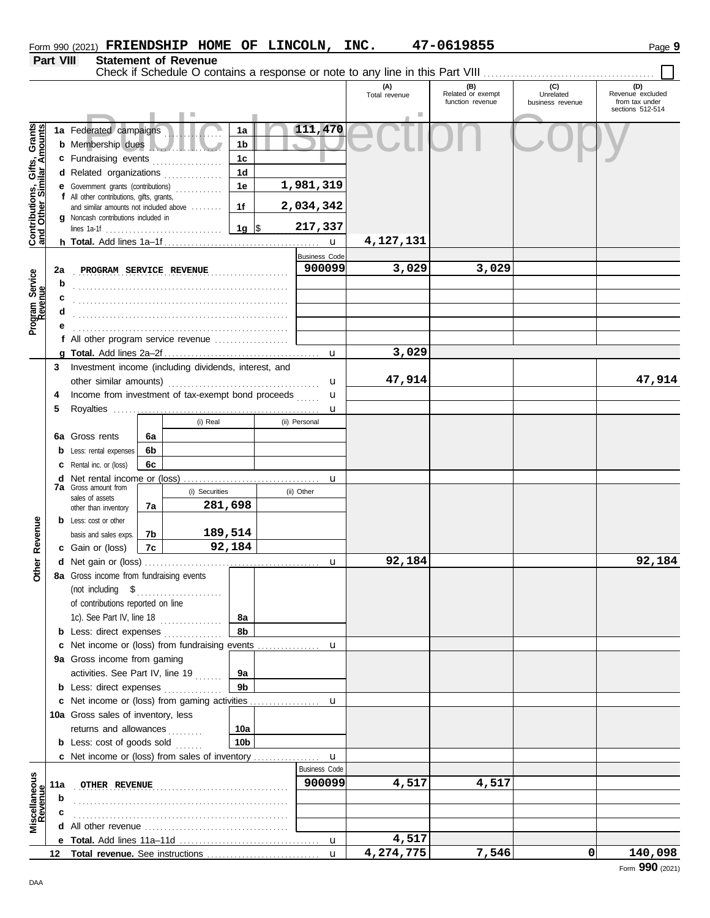Form 990 (2021) **FRIENDSHIP HOME OF LINCOLN, INC.** 47-0619855

**Part VIII Statement of Revenue**

Check if Schedule O contains a response or note to any line in this Part VIII . . . . . . . . . . ☐

Public Inspection Copy

| | | | | (A) Total revenue | (B) Related or exempt function revenue | (C) Unrelated business revenue | (D) Revenue excluded from tax under sections 512-514 |
|---|---|---|---|---|---|---|---|
| **Contributions, Gifts, Grants and Other Similar Amounts** | 1a Federated campaigns | 1a | 111,470 | | | | |
| | b Membership dues | 1b | | | | | |
| | c Fundraising events | 1c | | | | | |
| | d Related organizations | 1d | | | | | |
| | e Government grants (contributions) | 1e | 1,981,319 | | | | |
| | f All other contributions, gifts, grants, and similar amounts not included above | 1f | 2,034,342 | | | | |
| | g Noncash contributions included in lines 1a-1f | 1g | $ 217,337 | | | | |
| | h **Total.** Add lines 1a–1f | | | 4,127,131 | | | |
| **Program Service Revenue** | | | Business Code | | | | |
| | 2a PROGRAM SERVICE REVENUE | | 900099 | 3,029 | 3,029 | | |
| | b | | | | | | |
| | c | | | | | | |
| | d | | | | | | |
| | e | | | | | | |
| | f All other program service revenue | | | | | | |
| | g **Total.** Add lines 2a–2f | | | 3,029 | | | |
| **Other Revenue** | 3 Investment income (including dividends, interest, and other similar amounts) | | | 47,914 | | | 47,914 |
| | 4 Income from investment of tax-exempt bond proceeds | | | | | | |
| | 5 Royalties | | | | | | |
| | | (i) Real | (ii) Personal | | | | |
| | 6a Gross rents | 6a | | | | | |
| | b Less: rental expenses | 6b | | | | | |
| | c Rental inc. or (loss) | 6c | | | | | |
| | d Net rental income or (loss) | | | | | | |
| | | (i) Securities | (ii) Other | | | | |
| | 7a Gross amount from sales of assets other than inventory | 7a 281,698 | | | | | |
| | b Less: cost or other basis and sales exps. | 7b 189,514 | | | | | |
| | c Gain or (loss) | 7c 92,184 | | | | | |
| | d Net gain or (loss) | | | 92,184 | | | 92,184 |
| | 8a Gross income from fundraising events (not including $ of contributions reported on line 1c). See Part IV, line 18 | 8a | | | | | |
| | b Less: direct expenses | 8b | | | | | |
| | c Net income or (loss) from fundraising events | | | | | | |
| | 9a Gross income from gaming activities. See Part IV, line 19 | 9a | | | | | |
| | b Less: direct expenses | 9b | | | | | |
| | c Net income or (loss) from gaming activities | | | | | | |
| | 10a Gross sales of inventory, less returns and allowances | 10a | | | | | |
| | b Less: cost of goods sold | 10b | | | | | |
| | c Net income or (loss) from sales of inventory | | | | | | |
| **Miscellaneous Revenue** | | | Business Code | | | | |
| | 11a OTHER REVENUE | | 900099 | 4,517 | 4,517 | | |
| | b | | | | | | |
| | c | | | | | | |
| | d All other revenue | | | | | | |
| | e **Total.** Add lines 11a–11d | | | 4,517 | | | |
| | 12 **Total revenue.** See instructions | | | 4,274,775 | 7,546 | 0 | 140,098 |

Form **990** (2021)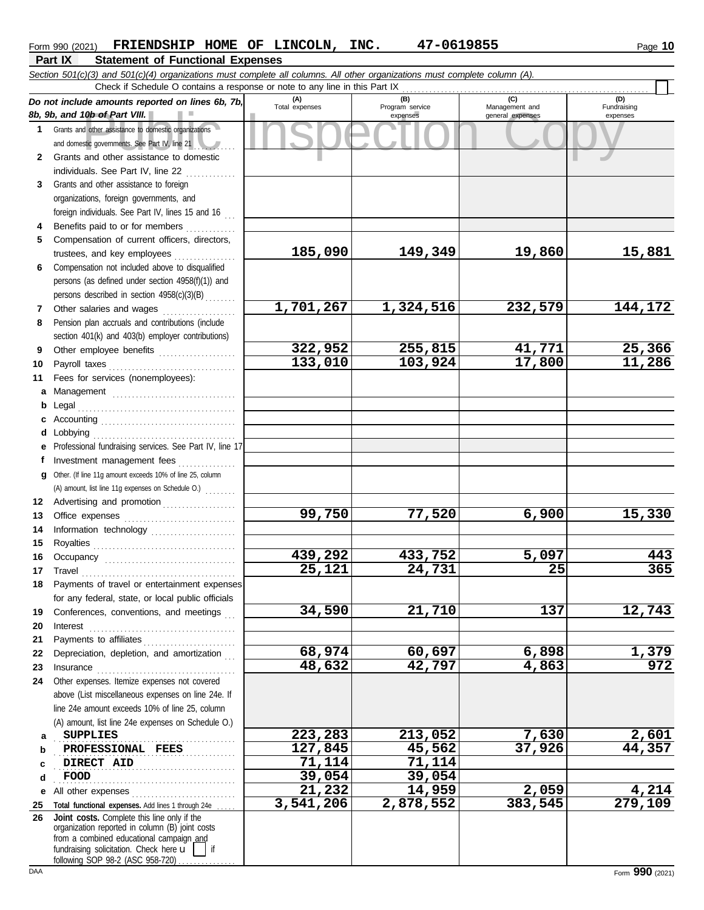Form 990 (2021) **FRIENDSHIP HOME OF LINCOLN, INC. 47-0619855** Page **10**

## Part IX Statement of Functional Expenses

*Section 501(c)(3) and 501(c)(4) organizations must complete all columns. All other organizations must complete column (A).*

Check if Schedule O contains a response or note to any line in this Part IX ☐

| | *Do not include amounts reported on lines 6b, 7b, 8b, 9b, and 10b of Part VIII.* | (A) Total expenses | (B) Program service expenses | (C) Management and general expenses | (D) Fundraising expenses |
|---|---|---|---|---|---|
| 1 | Grants and other assistance to domestic organizations and domestic governments. See Part IV, line 21 | | | | |
| 2 | Grants and other assistance to domestic individuals. See Part IV, line 22 | | | | |
| 3 | Grants and other assistance to foreign organizations, foreign governments, and foreign individuals. See Part IV, lines 15 and 16 | | | | |
| 4 | Benefits paid to or for members | | | | |
| 5 | Compensation of current officers, directors, trustees, and key employees | 185,090 | 149,349 | 19,860 | 15,881 |
| 6 | Compensation not included above to disqualified persons (as defined under section 4958(f)(1)) and persons described in section 4958(c)(3)(B) | | | | |
| 7 | Other salaries and wages | 1,701,267 | 1,324,516 | 232,579 | 144,172 |
| 8 | Pension plan accruals and contributions (include section 401(k) and 403(b) employer contributions) | | | | |
| 9 | Other employee benefits | 322,952 | 255,815 | 41,771 | 25,366 |
| 10 | Payroll taxes | 133,010 | 103,924 | 17,800 | 11,286 |
| 11 | Fees for services (nonemployees): | | | | |
| a | Management | | | | |
| b | Legal | | | | |
| c | Accounting | | | | |
| d | Lobbying | | | | |
| e | Professional fundraising services. See Part IV, line 17 | | | | |
| f | Investment management fees | | | | |
| g | Other. (If line 11g amount exceeds 10% of line 25, column (A) amount, list line 11g expenses on Schedule O.) | | | | |
| 12 | Advertising and promotion | | | | |
| 13 | Office expenses | 99,750 | 77,520 | 6,900 | 15,330 |
| 14 | Information technology | | | | |
| 15 | Royalties | | | | |
| 16 | Occupancy | 439,292 | 433,752 | 5,097 | 443 |
| 17 | Travel | 25,121 | 24,731 | 25 | 365 |
| 18 | Payments of travel or entertainment expenses for any federal, state, or local public officials | | | | |
| 19 | Conferences, conventions, and meetings | 34,590 | 21,710 | 137 | 12,743 |
| 20 | Interest | | | | |
| 21 | Payments to affiliates | | | | |
| 22 | Depreciation, depletion, and amortization | 68,974 | 60,697 | 6,898 | 1,379 |
| 23 | Insurance | 48,632 | 42,797 | 4,863 | 972 |
| 24 | Other expenses. Itemize expenses not covered above (List miscellaneous expenses on line 24e. If line 24e amount exceeds 10% of line 25, column (A) amount, list line 24e expenses on Schedule O.) | | | | |
| a | SUPPLIES | 223,283 | 213,052 | 7,630 | 2,601 |
| b | PROFESSIONAL FEES | 127,845 | 45,562 | 37,926 | 44,357 |
| c | DIRECT AID | 71,114 | 71,114 | | |
| d | FOOD | 39,054 | 39,054 | | |
| e | All other expenses | 21,232 | 14,959 | 2,059 | 4,214 |
| 25 | **Total functional expenses.** Add lines 1 through 24e | 3,541,206 | 2,878,552 | 383,545 | 279,109 |
| 26 | **Joint costs.** Complete this line only if the organization reported in column (B) joint costs from a combined educational campaign and fundraising solicitation. Check here ☐ if following SOP 98-2 (ASC 958-720) | | | | |

Form **990** (2021)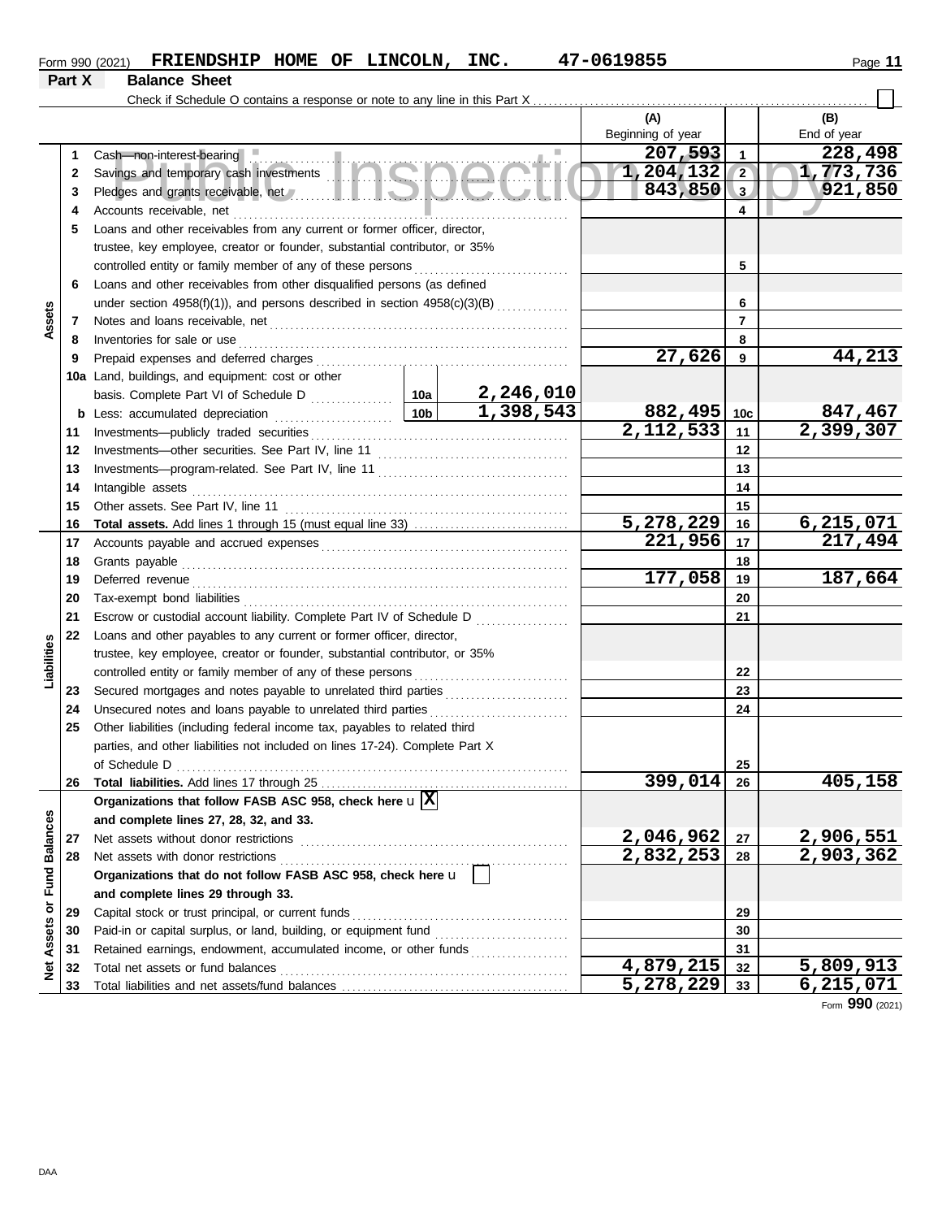Form 990 (2021) **FRIENDSHIP HOME OF LINCOLN, INC.** **47-0619855**

## Part X Balance Sheet

Check if Schedule O contains a response or note to any line in this Part X ☐

| | | | | (A) Beginning of year | | (B) End of year |
|---|---|---|---|---|---|---|
| **Assets** | 1 | Cash—non-interest-bearing | | 207,593 | 1 | 228,498 |
| | 2 | Savings and temporary cash investments | | 1,204,132 | 2 | 1,773,736 |
| | 3 | Pledges and grants receivable, net | | 843,850 | 3 | 921,850 |
| | 4 | Accounts receivable, net | | | 4 | |
| | 5 | Loans and other receivables from any current or former officer, director, trustee, key employee, creator or founder, substantial contributor, or 35% controlled entity or family member of any of these persons | | | 5 | |
| | 6 | Loans and other receivables from other disqualified persons (as defined under section 4958(f)(1)), and persons described in section 4958(c)(3)(B) | | | 6 | |
| | 7 | Notes and loans receivable, net | | | 7 | |
| | 8 | Inventories for sale or use | | | 8 | |
| | 9 | Prepaid expenses and deferred charges | | 27,626 | 9 | 44,213 |
| | 10a | Land, buildings, and equipment: cost or other basis. Complete Part VI of Schedule D | 10a 2,246,010 | | | |
| | b | Less: accumulated depreciation | 10b 1,398,543 | 882,495 | 10c | 847,467 |
| | 11 | Investments—publicly traded securities | | 2,112,533 | 11 | 2,399,307 |
| | 12 | Investments—other securities. See Part IV, line 11 | | | 12 | |
| | 13 | Investments—program-related. See Part IV, line 11 | | | 13 | |
| | 14 | Intangible assets | | | 14 | |
| | 15 | Other assets. See Part IV, line 11 | | | 15 | |
| | 16 | **Total assets.** Add lines 1 through 15 (must equal line 33) | | 5,278,229 | 16 | 6,215,071 |
| **Liabilities** | 17 | Accounts payable and accrued expenses | | 221,956 | 17 | 217,494 |
| | 18 | Grants payable | | | 18 | |
| | 19 | Deferred revenue | | 177,058 | 19 | 187,664 |
| | 20 | Tax-exempt bond liabilities | | | 20 | |
| | 21 | Escrow or custodial account liability. Complete Part IV of Schedule D | | | 21 | |
| | 22 | Loans and other payables to any current or former officer, director, trustee, key employee, creator or founder, substantial contributor, or 35% controlled entity or family member of any of these persons | | | 22 | |
| | 23 | Secured mortgages and notes payable to unrelated third parties | | | 23 | |
| | 24 | Unsecured notes and loans payable to unrelated third parties | | | 24 | |
| | 25 | Other liabilities (including federal income tax, payables to related third parties, and other liabilities not included on lines 17-24). Complete Part X of Schedule D | | | 25 | |
| | 26 | **Total liabilities.** Add lines 17 through 25 | | 399,014 | 26 | 405,158 |
| **Net Assets or Fund Balances** | | **Organizations that follow FASB ASC 958, check here** ☒ **and complete lines 27, 28, 32, and 33.** | | | | |
| | 27 | Net assets without donor restrictions | | 2,046,962 | 27 | 2,906,551 |
| | 28 | Net assets with donor restrictions | | 2,832,253 | 28 | 2,903,362 |
| | | **Organizations that do not follow FASB ASC 958, check here** ☐ **and complete lines 29 through 33.** | | | | |
| | 29 | Capital stock or trust principal, or current funds | | | 29 | |
| | 30 | Paid-in or capital surplus, or land, building, or equipment fund | | | 30 | |
| | 31 | Retained earnings, endowment, accumulated income, or other funds | | | 31 | |
| | 32 | Total net assets or fund balances | | 4,879,215 | 32 | 5,809,913 |
| | 33 | Total liabilities and net assets/fund balances | | 5,278,229 | 33 | 6,215,071 |

Form **990** (2021)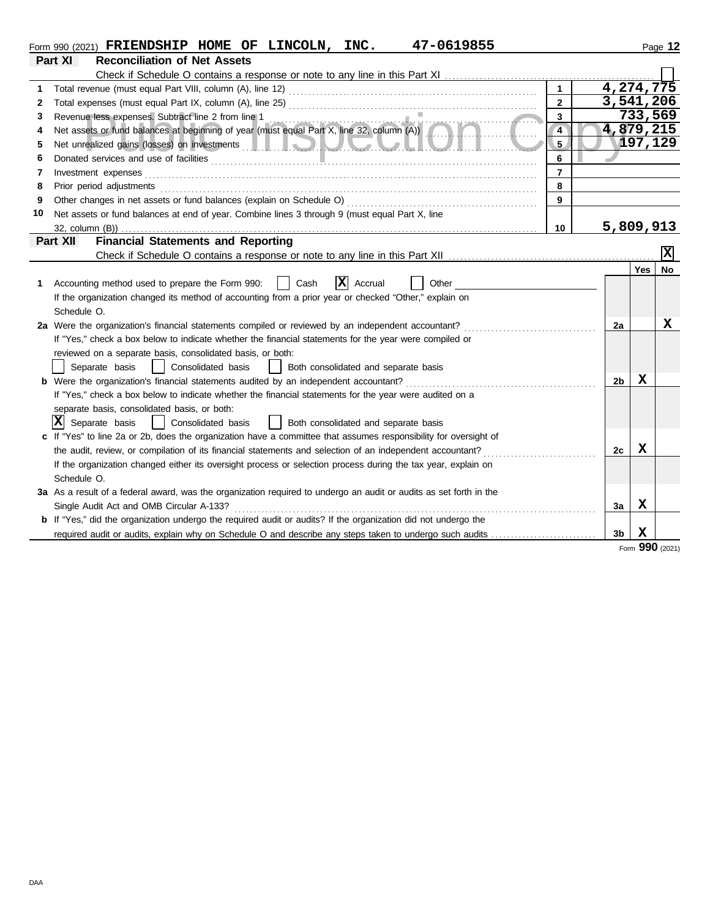Form 990 (2021) **FRIENDSHIP HOME OF LINCOLN, INC. 47-0619855**

## Part XI Reconciliation of Net Assets

Check if Schedule O contains a response or note to any line in this Part XI ☐

| | | | |
|---|---|---|---|
| 1 | Total revenue (must equal Part VIII, column (A), line 12) | 1 | 4,274,775 |
| 2 | Total expenses (must equal Part IX, column (A), line 25) | 2 | 3,541,206 |
| 3 | Revenue less expenses. Subtract line 2 from line 1 | 3 | 733,569 |
| 4 | Net assets or fund balances at beginning of year (must equal Part X, line 32, column (A)) | 4 | 4,879,215 |
| 5 | Net unrealized gains (losses) on investments | 5 | 197,129 |
| 6 | Donated services and use of facilities | 6 | |
| 7 | Investment expenses | 7 | |
| 8 | Prior period adjustments | 8 | |
| 9 | Other changes in net assets or fund balances (explain on Schedule O) | 9 | |
| 10 | Net assets or fund balances at end of year. Combine lines 3 through 9 (must equal Part X, line 32, column (B)) | 10 | 5,809,913 |

## Part XII Financial Statements and Reporting

Check if Schedule O contains a response or note to any line in this Part XII ☒

| | | | Yes | No |
|---|---|---|---|---|
| 1 | Accounting method used to prepare the Form 990: ☐ Cash ☒ Accrual ☐ Other<br>If the organization changed its method of accounting from a prior year or checked "Other," explain on Schedule O. | | | |
| 2a | Were the organization's financial statements compiled or reviewed by an independent accountant?<br>If "Yes," check a box below to indicate whether the financial statements for the year were compiled or reviewed on a separate basis, consolidated basis, or both:<br>☐ Separate basis ☐ Consolidated basis ☐ Both consolidated and separate basis | 2a | | X |
| b | Were the organization's financial statements audited by an independent accountant?<br>If "Yes," check a box below to indicate whether the financial statements for the year were audited on a separate basis, consolidated basis, or both:<br>☒ Separate basis ☐ Consolidated basis ☐ Both consolidated and separate basis | 2b | X | |
| c | If "Yes" to line 2a or 2b, does the organization have a committee that assumes responsibility for oversight of the audit, review, or compilation of its financial statements and selection of an independent accountant?<br>If the organization changed either its oversight process or selection process during the tax year, explain on Schedule O. | 2c | X | |
| 3a | As a result of a federal award, was the organization required to undergo an audit or audits as set forth in the Single Audit Act and OMB Circular A-133? | 3a | X | |
| b | If "Yes," did the organization undergo the required audit or audits? If the organization did not undergo the required audit or audits, explain why on Schedule O and describe any steps taken to undergo such audits | 3b | X | |

Form **990** (2021)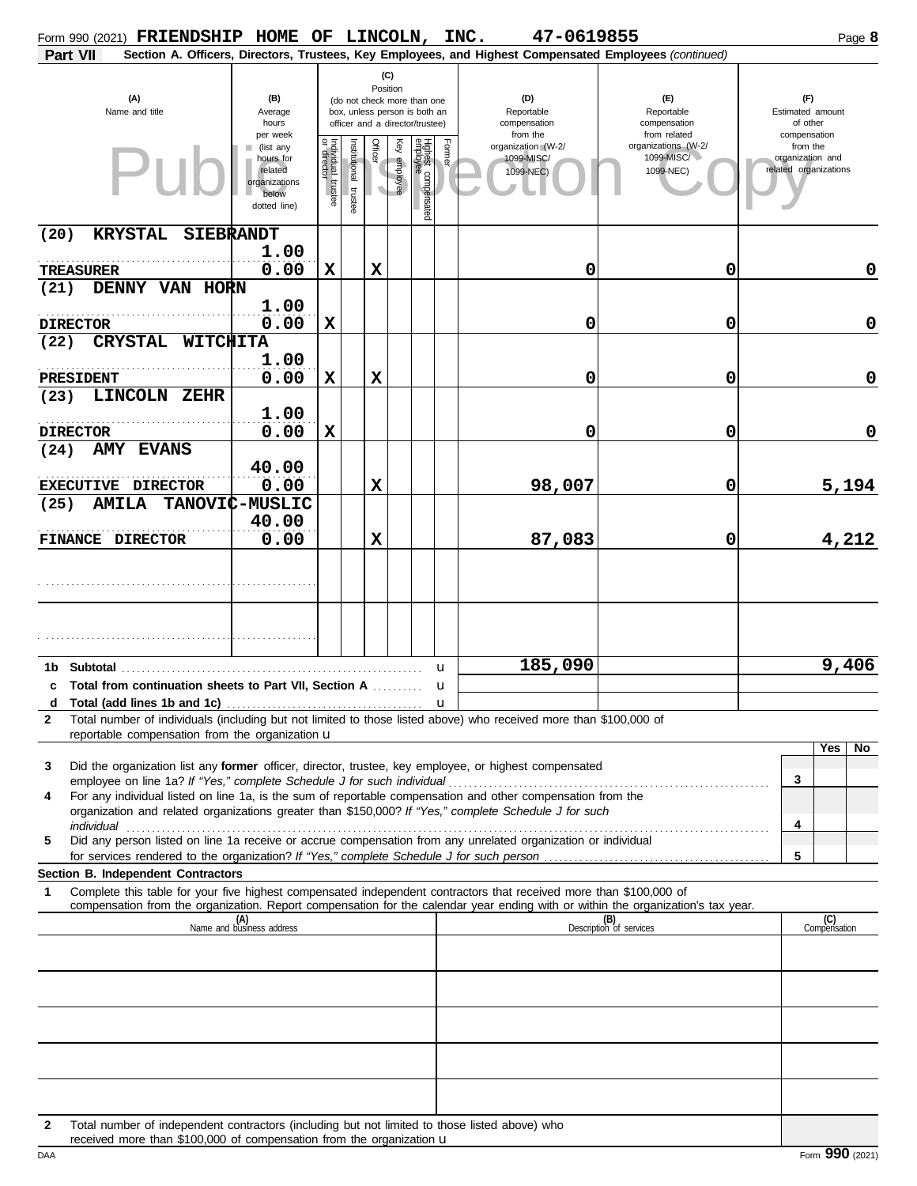Form 990 (2021) **FRIENDSHIP HOME OF LINCOLN, INC.** **47-0619855**

**Part VII** **Section A. Officers, Directors, Trustees, Key Employees, and Highest Compensated Employees** *(continued)*

| (A) Name and title | (B) Average hours per week (list any hours for related organizations below dotted line) | (C) Position: Individual trustee or director | Institutional trustee | Officer | Key employee | Highest compensated employee | Former | (D) Reportable compensation from the organization (W-2/ 1099-MISC/ 1099-NEC) | (E) Reportable compensation from related organizations (W-2/ 1099-MISC/ 1099-NEC) | (F) Estimated amount of other compensation from the organization and related organizations |
|---|---|---|---|---|---|---|---|---|---|---|
| (20) KRYSTAL SIEBRANDT<br>TREASURER | 1.00<br>0.00 | X | | X | | | | 0 | 0 | 0 |
| (21) DENNY VAN HORN<br>DIRECTOR | 1.00<br>0.00 | X | | | | | | 0 | 0 | 0 |
| (22) CRYSTAL WITCHITA<br>PRESIDENT | 1.00<br>0.00 | X | | X | | | | 0 | 0 | 0 |
| (23) LINCOLN ZEHR<br>DIRECTOR | 1.00<br>0.00 | X | | | | | | 0 | 0 | 0 |
| (24) AMY EVANS<br>EXECUTIVE DIRECTOR | 40.00<br>0.00 | | | X | | | | 98,007 | 0 | 5,194 |
| (25) AMILA TANOVIC-MUSLIC<br>FINANCE DIRECTOR | 40.00<br>0.00 | | | X | | | | 87,083 | 0 | 4,212 |
| | | | | | | | | | | |
| | | | | | | | | | | |

| | | (D) | (E) | (F) |
|---|---|---|---|---|
| **1b** | **Subtotal** | 185,090 | | 9,406 |
| **c** | **Total from continuation sheets to Part VII, Section A** | | | |
| **d** | **Total (add lines 1b and 1c)** | | | |

**2** Total number of individuals (including but not limited to those listed above) who received more than $100,000 of reportable compensation from the organization u

| | | | Yes | No |
|---|---|---|---|---|
| **3** | Did the organization list any **former** officer, director, trustee, key employee, or highest compensated employee on line 1a? *If "Yes," complete Schedule J for such individual* | 3 | | |
| **4** | For any individual listed on line 1a, is the sum of reportable compensation and other compensation from the organization and related organizations greater than $150,000? *If "Yes," complete Schedule J for such individual* | 4 | | |
| **5** | Did any person listed on line 1a receive or accrue compensation from any unrelated organization or individual for services rendered to the organization? *If "Yes," complete Schedule J for such person* | 5 | | |

**Section B. Independent Contractors**

**1** Complete this table for your five highest compensated independent contractors that received more than $100,000 of compensation from the organization. Report compensation for the calendar year ending with or within the organization's tax year.

| (A) Name and business address | (B) Description of services | (C) Compensation |
|---|---|---|
| | | |
| | | |
| | | |
| | | |
| | | |

**2** Total number of independent contractors (including but not limited to those listed above) who received more than $100,000 of compensation from the organization u

Form **990** (2021)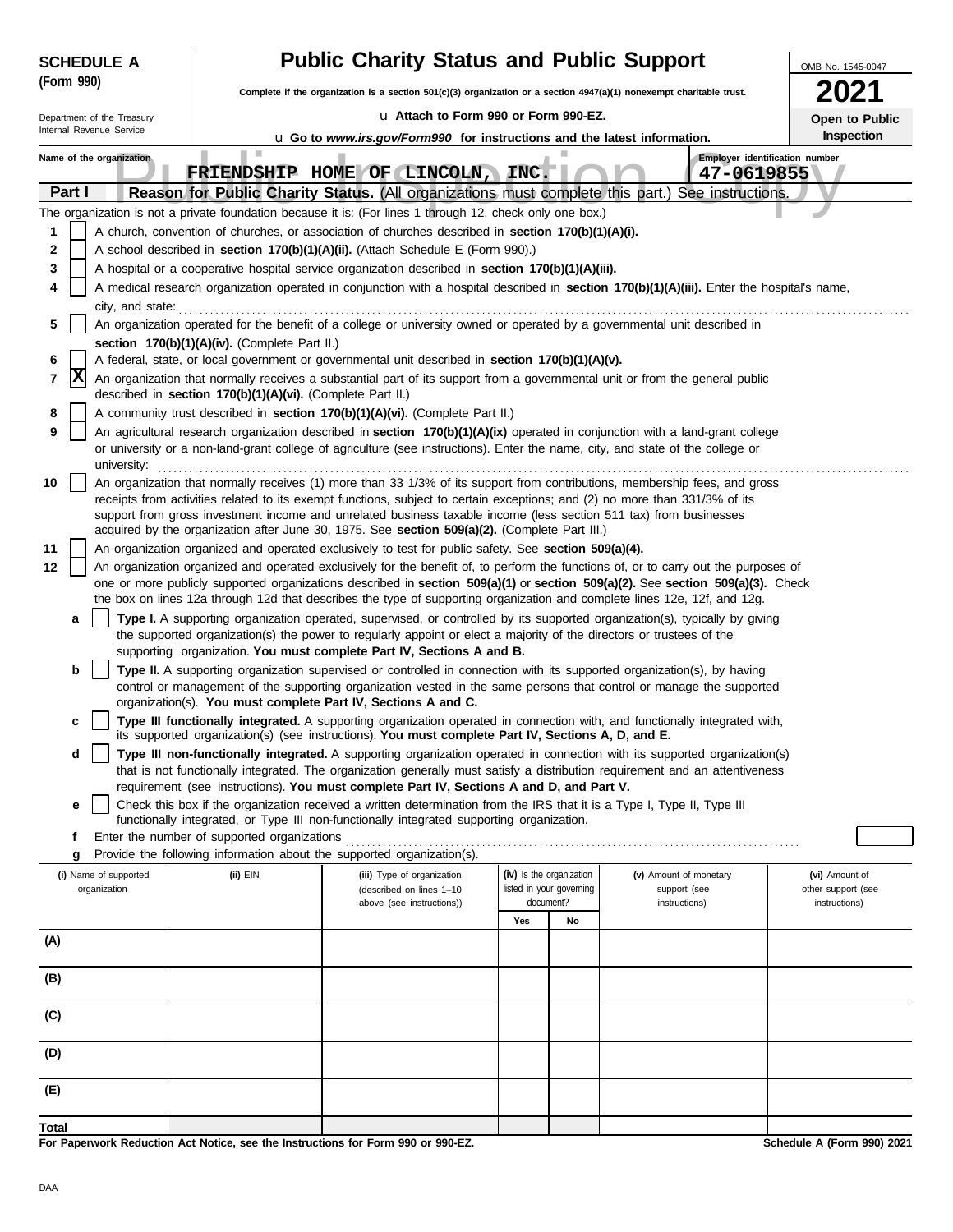**SCHEDULE A (Form 990)**

Department of the Treasury
Internal Revenue Service

# Public Charity Status and Public Support

**Complete if the organization is a section 501(c)(3) organization or a section 4947(a)(1) nonexempt charitable trust.**

u **Attach to Form 990 or Form 990-EZ.**

u **Go to *www.irs.gov/Form990* for instructions and the latest information.**

OMB No. 1545-0047

**2021**

**Open to Public Inspection**

Name of the organization: **FRIENDSHIP HOME OF LINCOLN, INC.**

Employer identification number: **47-0619855**

## Part I Reason for Public Charity Status. (All organizations must complete this part.) See instructions.

The organization is not a private foundation because it is: (For lines 1 through 12, check only one box.)

1 [ ] A church, convention of churches, or association of churches described in **section 170(b)(1)(A)(i).**

2 [ ] A school described in **section 170(b)(1)(A)(ii).** (Attach Schedule E (Form 990).)

3 [ ] A hospital or a cooperative hospital service organization described in **section 170(b)(1)(A)(iii).**

4 [ ] A medical research organization operated in conjunction with a hospital described in **section 170(b)(1)(A)(iii).** Enter the hospital's name, city, and state:

5 [ ] An organization operated for the benefit of a college or university owned or operated by a governmental unit described in **section 170(b)(1)(A)(iv).** (Complete Part II.)

6 [ ] A federal, state, or local government or governmental unit described in **section 170(b)(1)(A)(v).**

7 [X] An organization that normally receives a substantial part of its support from a governmental unit or from the general public described in **section 170(b)(1)(A)(vi).** (Complete Part II.)

8 [ ] A community trust described in **section 170(b)(1)(A)(vi).** (Complete Part II.)

9 [ ] An agricultural research organization described in **section 170(b)(1)(A)(ix)** operated in conjunction with a land-grant college or university or a non-land-grant college of agriculture (see instructions). Enter the name, city, and state of the college or university:

10 [ ] An organization that normally receives (1) more than 33 1/3% of its support from contributions, membership fees, and gross receipts from activities related to its exempt functions, subject to certain exceptions; and (2) no more than 331/3% of its support from gross investment income and unrelated business taxable income (less section 511 tax) from businesses acquired by the organization after June 30, 1975. See **section 509(a)(2).** (Complete Part III.)

11 [ ] An organization organized and operated exclusively to test for public safety. See **section 509(a)(4).**

12 [ ] An organization organized and operated exclusively for the benefit of, to perform the functions of, or to carry out the purposes of one or more publicly supported organizations described in **section 509(a)(1)** or **section 509(a)(2).** See **section 509(a)(3).** Check the box on lines 12a through 12d that describes the type of supporting organization and complete lines 12e, 12f, and 12g.

a [ ] **Type I.** A supporting organization operated, supervised, or controlled by its supported organization(s), typically by giving the supported organization(s) the power to regularly appoint or elect a majority of the directors or trustees of the supporting organization. **You must complete Part IV, Sections A and B.**

b [ ] **Type II.** A supporting organization supervised or controlled in connection with its supported organization(s), by having control or management of the supporting organization vested in the same persons that control or manage the supported organization(s). **You must complete Part IV, Sections A and C.**

c [ ] **Type III functionally integrated.** A supporting organization operated in connection with, and functionally integrated with, its supported organization(s) (see instructions). **You must complete Part IV, Sections A, D, and E.**

d [ ] **Type III non-functionally integrated.** A supporting organization operated in connection with its supported organization(s) that is not functionally integrated. The organization generally must satisfy a distribution requirement and an attentiveness requirement (see instructions). **You must complete Part IV, Sections A and D, and Part V.**

e [ ] Check this box if the organization received a written determination from the IRS that it is a Type I, Type II, Type III functionally integrated, or Type III non-functionally integrated supporting organization.

f Enter the number of supported organizations

g Provide the following information about the supported organization(s).

| (i) Name of supported organization | (ii) EIN | (iii) Type of organization (described on lines 1–10 above (see instructions)) | (iv) Is the organization listed in your governing document? Yes | No | (v) Amount of monetary support (see instructions) | (vi) Amount of other support (see instructions) |
|---|---|---|---|---|---|---|
| (A) | | | | | | |
| (B) | | | | | | |
| (C) | | | | | | |
| (D) | | | | | | |
| (E) | | | | | | |
| **Total** | | | | | | |

**For Paperwork Reduction Act Notice, see the Instructions for Form 990 or 990-EZ.**

**Schedule A (Form 990) 2021**

DAA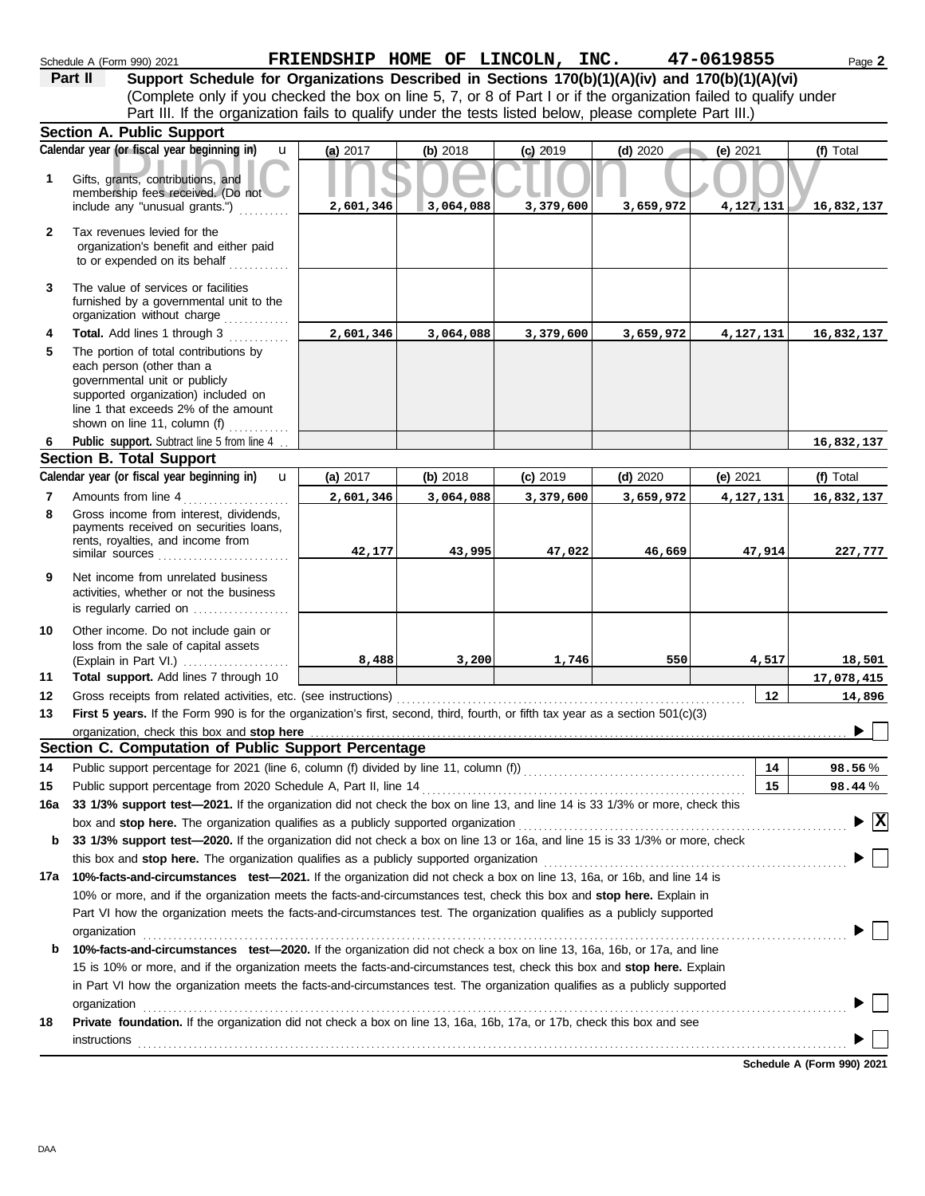Schedule A (Form 990) 2021 **FRIENDSHIP HOME OF LINCOLN, INC. 47-0619855**

**Part II** **Support Schedule for Organizations Described in Sections 170(b)(1)(A)(iv) and 170(b)(1)(A)(vi)**
(Complete only if you checked the box on line 5, 7, or 8 of Part I or if the organization failed to qualify under Part III. If the organization fails to qualify under the tests listed below, please complete Part III.)

## Section A. Public Support

| Calendar year (or fiscal year beginning in) | (a) 2017 | (b) 2018 | (c) 2019 | (d) 2020 | (e) 2021 | (f) Total |
|---|---|---|---|---|---|---|
| **1** Gifts, grants, contributions, and membership fees received. (Do not include any "unusual grants.") | 2,601,346 | 3,064,088 | 3,379,600 | 3,659,972 | 4,127,131 | 16,832,137 |
| **2** Tax revenues levied for the organization's benefit and either paid to or expended on its behalf | | | | | | |
| **3** The value of services or facilities furnished by a governmental unit to the organization without charge | | | | | | |
| **4** **Total.** Add lines 1 through 3 | 2,601,346 | 3,064,088 | 3,379,600 | 3,659,972 | 4,127,131 | 16,832,137 |
| **5** The portion of total contributions by each person (other than a governmental unit or publicly supported organization) included on line 1 that exceeds 2% of the amount shown on line 11, column (f) | | | | | | |
| **6** **Public support.** Subtract line 5 from line 4 | | | | | | 16,832,137 |

## Section B. Total Support

| Calendar year (or fiscal year beginning in) | (a) 2017 | (b) 2018 | (c) 2019 | (d) 2020 | (e) 2021 | (f) Total |
|---|---|---|---|---|---|---|
| **7** Amounts from line 4 | 2,601,346 | 3,064,088 | 3,379,600 | 3,659,972 | 4,127,131 | 16,832,137 |
| **8** Gross income from interest, dividends, payments received on securities loans, rents, royalties, and income from similar sources | 42,177 | 43,995 | 47,022 | 46,669 | 47,914 | 227,777 |
| **9** Net income from unrelated business activities, whether or not the business is regularly carried on | | | | | | |
| **10** Other income. Do not include gain or loss from the sale of capital assets (Explain in Part VI.) | 8,488 | 3,200 | 1,746 | 550 | 4,517 | 18,501 |
| **11** **Total support.** Add lines 7 through 10 | | | | | | 17,078,415 |

**12** Gross receipts from related activities, etc. (see instructions) — **12** — 14,896

**13** **First 5 years.** If the Form 990 is for the organization's first, second, third, fourth, or fifth tax year as a section 501(c)(3) organization, check this box and **stop here** ☐

## Section C. Computation of Public Support Percentage

**14** Public support percentage for 2021 (line 6, column (f) divided by line 11, column (f)) — **14** — 98.56 %

**15** Public support percentage from 2020 Schedule A, Part II, line 14 — **15** — 98.44 %

**16a** **33 1/3% support test—2021.** If the organization did not check the box on line 13, and line 14 is 33 1/3% or more, check this box and **stop here.** The organization qualifies as a publicly supported organization ☒

**b** **33 1/3% support test—2020.** If the organization did not check a box on line 13 or 16a, and line 15 is 33 1/3% or more, check this box and **stop here.** The organization qualifies as a publicly supported organization ☐

**17a** **10%-facts-and-circumstances test—2021.** If the organization did not check a box on line 13, 16a, or 16b, and line 14 is 10% or more, and if the organization meets the facts-and-circumstances test, check this box and **stop here.** Explain in Part VI how the organization meets the facts-and-circumstances test. The organization qualifies as a publicly supported organization ☐

**b** **10%-facts-and-circumstances test—2020.** If the organization did not check a box on line 13, 16a, 16b, or 17a, and line 15 is 10% or more, and if the organization meets the facts-and-circumstances test, check this box and **stop here.** Explain in Part VI how the organization meets the facts-and-circumstances test. The organization qualifies as a publicly supported organization ☐

**18** **Private foundation.** If the organization did not check a box on line 13, 16a, 16b, 17a, or 17b, check this box and see instructions ☐

**Schedule A (Form 990) 2021**

DAA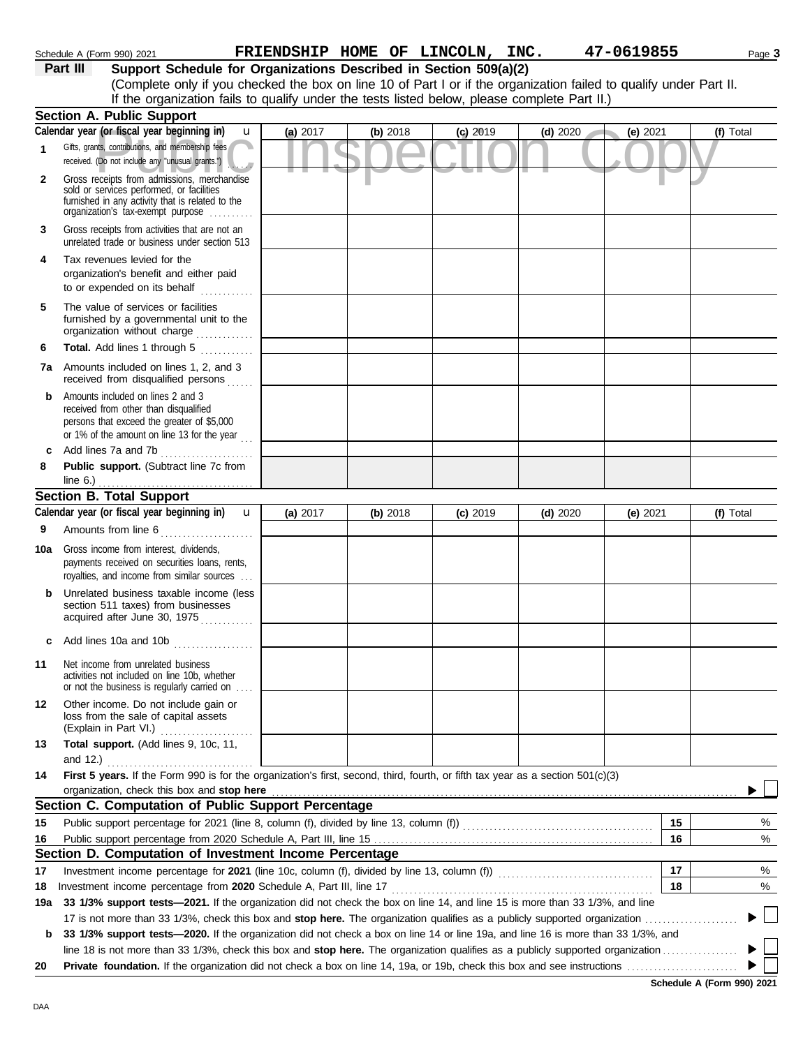Schedule A (Form 990) 2021 FRIENDSHIP HOME OF LINCOLN, INC. 47-0619855

## Part III Support Schedule for Organizations Described in Section 509(a)(2)

(Complete only if you checked the box on line 10 of Part I or if the organization failed to qualify under Part II. If the organization fails to qualify under the tests listed below, please complete Part II.)

### Section A. Public Support

| Calendar year (or fiscal year beginning in) | (a) 2017 | (b) 2018 | (c) 2019 | (d) 2020 | (e) 2021 | (f) Total |
|---|---|---|---|---|---|---|
| 1 Gifts, grants, contributions, and membership fees received. (Do not include any "unusual grants.") | | | | | | |
| 2 Gross receipts from admissions, merchandise sold or services performed, or facilities furnished in any activity that is related to the organization's tax-exempt purpose | | | | | | |
| 3 Gross receipts from activities that are not an unrelated trade or business under section 513 | | | | | | |
| 4 Tax revenues levied for the organization's benefit and either paid to or expended on its behalf | | | | | | |
| 5 The value of services or facilities furnished by a governmental unit to the organization without charge | | | | | | |
| 6 **Total.** Add lines 1 through 5 | | | | | | |
| 7a Amounts included on lines 1, 2, and 3 received from disqualified persons | | | | | | |
| b Amounts included on lines 2 and 3 received from other than disqualified persons that exceed the greater of $5,000 or 1% of the amount on line 13 for the year | | | | | | |
| c Add lines 7a and 7b | | | | | | |
| 8 **Public support.** (Subtract line 7c from line 6.) | | | | | | |

### Section B. Total Support

| Calendar year (or fiscal year beginning in) | (a) 2017 | (b) 2018 | (c) 2019 | (d) 2020 | (e) 2021 | (f) Total |
|---|---|---|---|---|---|---|
| 9 Amounts from line 6 | | | | | | |
| 10a Gross income from interest, dividends, payments received on securities loans, rents, royalties, and income from similar sources | | | | | | |
| b Unrelated business taxable income (less section 511 taxes) from businesses acquired after June 30, 1975 | | | | | | |
| c Add lines 10a and 10b | | | | | | |
| 11 Net income from unrelated business activities not included on line 10b, whether or not the business is regularly carried on | | | | | | |
| 12 Other income. Do not include gain or loss from the sale of capital assets (Explain in Part VI.) | | | | | | |
| 13 **Total support.** (Add lines 9, 10c, 11, and 12.) | | | | | | |

14 **First 5 years.** If the Form 990 is for the organization's first, second, third, fourth, or fifth tax year as a section 501(c)(3) organization, check this box and **stop here** ☐

### Section C. Computation of Public Support Percentage

| | | | |
|---|---|---|---|
| 15 | Public support percentage for 2021 (line 8, column (f), divided by line 13, column (f)) | 15 | % |
| 16 | Public support percentage from 2020 Schedule A, Part III, line 15 | 16 | % |

### Section D. Computation of Investment Income Percentage

| | | | |
|---|---|---|---|
| 17 | Investment income percentage for **2021** (line 10c, column (f), divided by line 13, column (f)) | 17 | % |
| 18 | Investment income percentage from **2020** Schedule A, Part III, line 17 | 18 | % |

19a **33 1/3% support tests—2021.** If the organization did not check the box on line 14, and line 15 is more than 33 1/3%, and line 17 is not more than 33 1/3%, check this box and **stop here.** The organization qualifies as a publicly supported organization ☐

b **33 1/3% support tests—2020.** If the organization did not check a box on line 14 or line 19a, and line 16 is more than 33 1/3%, and line 18 is not more than 33 1/3%, check this box and **stop here.** The organization qualifies as a publicly supported organization ☐

20 **Private foundation.** If the organization did not check a box on line 14, 19a, or 19b, check this box and see instructions ☐

Schedule A (Form 990) 2021

DAA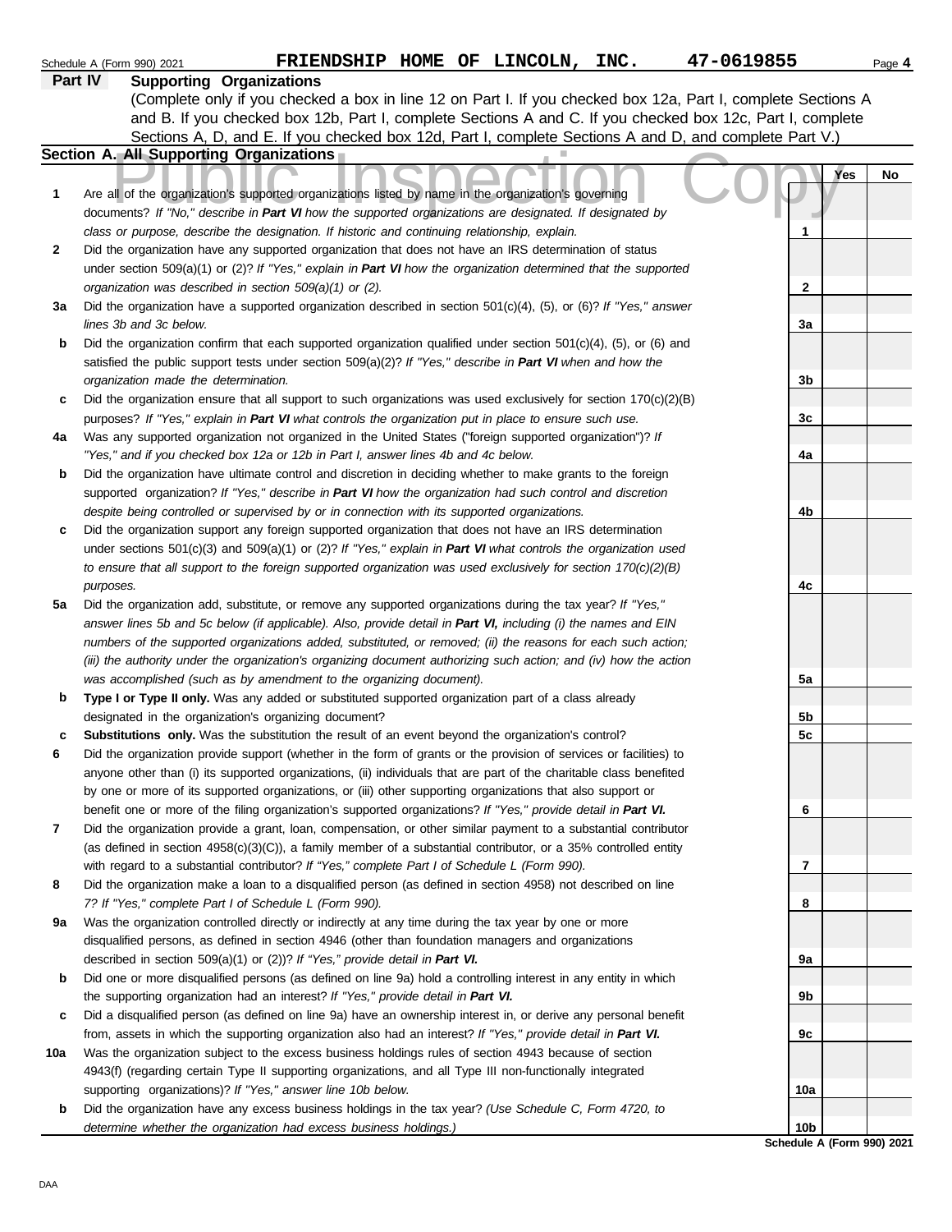Schedule A (Form 990) 2021 FRIENDSHIP HOME OF LINCOLN, INC. 47-0619855 Page 4

## Part IV Supporting Organizations

(Complete only if you checked a box in line 12 on Part I. If you checked box 12a, Part I, complete Sections A and B. If you checked box 12b, Part I, complete Sections A and C. If you checked box 12c, Part I, complete Sections A, D, and E. If you checked box 12d, Part I, complete Sections A and D, and complete Part V.)

### Section A. All Supporting Organizations

Public Inspection Copy

| | | | Yes | No |
|---|---|---|---|---|
| **1** | Are all of the organization's supported organizations listed by name in the organization's governing documents? *If "No," describe in **Part VI** how the supported organizations are designated. If designated by class or purpose, describe the designation. If historic and continuing relationship, explain.* | 1 | | |
| **2** | Did the organization have any supported organization that does not have an IRS determination of status under section 509(a)(1) or (2)? *If "Yes," explain in **Part VI** how the organization determined that the supported organization was described in section 509(a)(1) or (2).* | 2 | | |
| **3a** | Did the organization have a supported organization described in section 501(c)(4), (5), or (6)? *If "Yes," answer lines 3b and 3c below.* | 3a | | |
| **b** | Did the organization confirm that each supported organization qualified under section 501(c)(4), (5), or (6) and satisfied the public support tests under section 509(a)(2)? *If "Yes," describe in **Part VI** when and how the organization made the determination.* | 3b | | |
| **c** | Did the organization ensure that all support to such organizations was used exclusively for section 170(c)(2)(B) purposes? *If "Yes," explain in **Part VI** what controls the organization put in place to ensure such use.* | 3c | | |
| **4a** | Was any supported organization not organized in the United States ("foreign supported organization")? *If "Yes," and if you checked box 12a or 12b in Part I, answer lines 4b and 4c below.* | 4a | | |
| **b** | Did the organization have ultimate control and discretion in deciding whether to make grants to the foreign supported organization? *If "Yes," describe in **Part VI** how the organization had such control and discretion despite being controlled or supervised by or in connection with its supported organizations.* | 4b | | |
| **c** | Did the organization support any foreign supported organization that does not have an IRS determination under sections 501(c)(3) and 509(a)(1) or (2)? *If "Yes," explain in **Part VI** what controls the organization used to ensure that all support to the foreign supported organization was used exclusively for section 170(c)(2)(B) purposes.* | 4c | | |
| **5a** | Did the organization add, substitute, or remove any supported organizations during the tax year? *If "Yes," answer lines 5b and 5c below (if applicable). Also, provide detail in **Part VI,** including (i) the names and EIN numbers of the supported organizations added, substituted, or removed; (ii) the reasons for each such action; (iii) the authority under the organization's organizing document authorizing such action; and (iv) how the action was accomplished (such as by amendment to the organizing document).* | 5a | | |
| **b** | **Type I or Type II only.** Was any added or substituted supported organization part of a class already designated in the organization's organizing document? | 5b | | |
| **c** | **Substitutions only.** Was the substitution the result of an event beyond the organization's control? | 5c | | |
| **6** | Did the organization provide support (whether in the form of grants or the provision of services or facilities) to anyone other than (i) its supported organizations, (ii) individuals that are part of the charitable class benefited by one or more of its supported organizations, or (iii) other supporting organizations that also support or benefit one or more of the filing organization's supported organizations? *If "Yes," provide detail in **Part VI.*** | 6 | | |
| **7** | Did the organization provide a grant, loan, compensation, or other similar payment to a substantial contributor (as defined in section 4958(c)(3)(C)), a family member of a substantial contributor, or a 35% controlled entity with regard to a substantial contributor? *If "Yes," complete Part I of Schedule L (Form 990).* | 7 | | |
| **8** | Did the organization make a loan to a disqualified person (as defined in section 4958) not described on line 7? *If "Yes," complete Part I of Schedule L (Form 990).* | 8 | | |
| **9a** | Was the organization controlled directly or indirectly at any time during the tax year by one or more disqualified persons, as defined in section 4946 (other than foundation managers and organizations described in section 509(a)(1) or (2))? *If "Yes," provide detail in **Part VI.*** | 9a | | |
| **b** | Did one or more disqualified persons (as defined on line 9a) hold a controlling interest in any entity in which the supporting organization had an interest? *If "Yes," provide detail in **Part VI.*** | 9b | | |
| **c** | Did a disqualified person (as defined on line 9a) have an ownership interest in, or derive any personal benefit from, assets in which the supporting organization also had an interest? *If "Yes," provide detail in **Part VI.*** | 9c | | |
| **10a** | Was the organization subject to the excess business holdings rules of section 4943 because of section 4943(f) (regarding certain Type II supporting organizations, and all Type III non-functionally integrated supporting organizations)? *If "Yes," answer line 10b below.* | 10a | | |
| **b** | Did the organization have any excess business holdings in the tax year? *(Use Schedule C, Form 4720, to determine whether the organization had excess business holdings.)* | 10b | | |

**Schedule A (Form 990) 2021**

DAA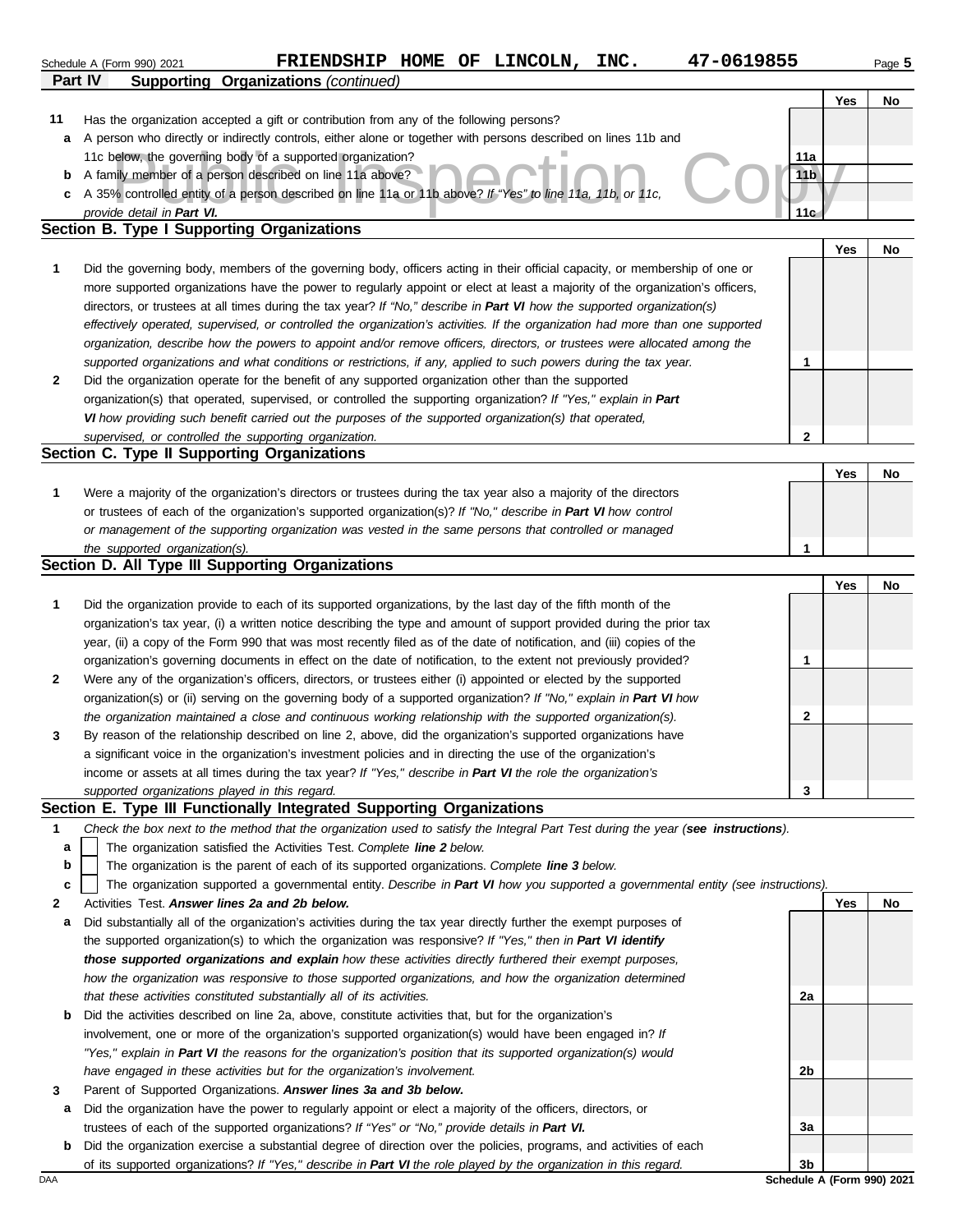Schedule A (Form 990) 2021 FRIENDSHIP HOME OF LINCOLN, INC. 47-0619855

## Part IV Supporting Organizations *(continued)*

| | | | Yes | No |
|---|---|---|---|---|
| **11** | Has the organization accepted a gift or contribution from any of the following persons? | | | |
| **a** | A person who directly or indirectly controls, either alone or together with persons described on lines 11b and 11c below, the governing body of a supported organization? | 11a | | |
| **b** | A family member of a person described on line 11a above? | 11b | | |
| **c** | A 35% controlled entity of a person described on line 11a or 11b above? *If "Yes" to line 11a, 11b, or 11c, provide detail in **Part VI.*** | 11c | | |

### Section B. Type I Supporting Organizations

| | | | Yes | No |
|---|---|---|---|---|
| **1** | Did the governing body, members of the governing body, officers acting in their official capacity, or membership of one or more supported organizations have the power to regularly appoint or elect at least a majority of the organization's officers, directors, or trustees at all times during the tax year? *If "No," describe in **Part VI** how the supported organization(s) effectively operated, supervised, or controlled the organization's activities. If the organization had more than one supported organization, describe how the powers to appoint and/or remove officers, directors, or trustees were allocated among the supported organizations and what conditions or restrictions, if any, applied to such powers during the tax year.* | 1 | | |
| **2** | Did the organization operate for the benefit of any supported organization other than the supported organization(s) that operated, supervised, or controlled the supporting organization? *If "Yes," explain in **Part VI** how providing such benefit carried out the purposes of the supported organization(s) that operated, supervised, or controlled the supporting organization.* | 2 | | |

### Section C. Type II Supporting Organizations

| | | | Yes | No |
|---|---|---|---|---|
| **1** | Were a majority of the organization's directors or trustees during the tax year also a majority of the directors or trustees of each of the organization's supported organization(s)? *If "No," describe in **Part VI** how control or management of the supporting organization was vested in the same persons that controlled or managed the supported organization(s).* | 1 | | |

### Section D. All Type III Supporting Organizations

| | | | Yes | No |
|---|---|---|---|---|
| **1** | Did the organization provide to each of its supported organizations, by the last day of the fifth month of the organization's tax year, (i) a written notice describing the type and amount of support provided during the prior tax year, (ii) a copy of the Form 990 that was most recently filed as of the date of notification, and (iii) copies of the organization's governing documents in effect on the date of notification, to the extent not previously provided? | 1 | | |
| **2** | Were any of the organization's officers, directors, or trustees either (i) appointed or elected by the supported organization(s) or (ii) serving on the governing body of a supported organization? *If "No," explain in **Part VI** how the organization maintained a close and continuous working relationship with the supported organization(s).* | 2 | | |
| **3** | By reason of the relationship described on line 2, above, did the organization's supported organizations have a significant voice in the organization's investment policies and in directing the use of the organization's income or assets at all times during the tax year? *If "Yes," describe in **Part VI** the role the organization's supported organizations played in this regard.* | 3 | | |

### Section E. Type III Functionally Integrated Supporting Organizations

**1** *Check the box next to the method that the organization used to satisfy the Integral Part Test during the year (**see instructions**).*

- **a** ☐ The organization satisfied the Activities Test. *Complete **line 2** below.*
- **b** ☐ The organization is the parent of each of its supported organizations. *Complete **line 3** below.*
- **c** ☐ The organization supported a governmental entity. *Describe in **Part VI** how you supported a governmental entity (see instructions).*

| | | | Yes | No |
|---|---|---|---|---|
| **2** | Activities Test. ***Answer lines 2a and 2b below.*** | | | |
| **a** | Did substantially all of the organization's activities during the tax year directly further the exempt purposes of the supported organization(s) to which the organization was responsive? *If "Yes," then in **Part VI identify those supported organizations and explain** how these activities directly furthered their exempt purposes, how the organization was responsive to those supported organizations, and how the organization determined that these activities constituted substantially all of its activities.* | 2a | | |
| **b** | Did the activities described on line 2a, above, constitute activities that, but for the organization's involvement, one or more of the organization's supported organization(s) would have been engaged in? *If "Yes," explain in **Part VI** the reasons for the organization's position that its supported organization(s) would have engaged in these activities but for the organization's involvement.* | 2b | | |
| **3** | Parent of Supported Organizations. ***Answer lines 3a and 3b below.*** | | | |
| **a** | Did the organization have the power to regularly appoint or elect a majority of the officers, directors, or trustees of each of the supported organizations? *If "Yes" or "No," provide details in **Part VI.*** | 3a | | |
| **b** | Did the organization exercise a substantial degree of direction over the policies, programs, and activities of each of its supported organizations? *If "Yes," describe in **Part VI** the role played by the organization in this regard.* | 3b | | |

Schedule A (Form 990) 2021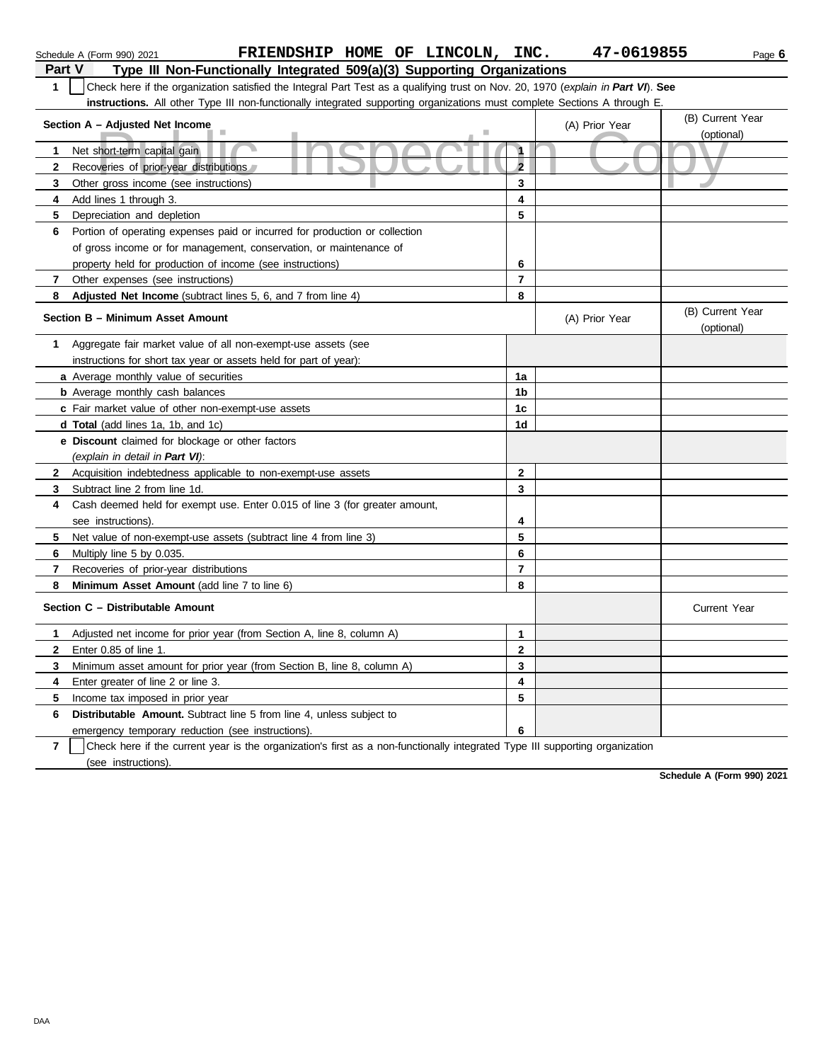Schedule A (Form 990) 2021 FRIENDSHIP HOME OF LINCOLN, INC. 47-0619855 Page 6

## Part V Type III Non-Functionally Integrated 509(a)(3) Supporting Organizations

**1** ☐ Check here if the organization satisfied the Integral Part Test as a qualifying trust on Nov. 20, 1970 (*explain in **Part VI***). **See instructions.** All other Type III non-functionally integrated supporting organizations must complete Sections A through E.

| Section A – Adjusted Net Income | | (A) Prior Year | (B) Current Year (optional) |
|---|---|---|---|
| **1** Net short-term capital gain | 1 | | |
| **2** Recoveries of prior-year distributions | 2 | | |
| **3** Other gross income (see instructions) | 3 | | |
| **4** Add lines 1 through 3. | 4 | | |
| **5** Depreciation and depletion | 5 | | |
| **6** Portion of operating expenses paid or incurred for production or collection of gross income or for management, conservation, or maintenance of property held for production of income (see instructions) | 6 | | |
| **7** Other expenses (see instructions) | 7 | | |
| **8** **Adjusted Net Income** (subtract lines 5, 6, and 7 from line 4) | 8 | | |

| Section B – Minimum Asset Amount | | (A) Prior Year | (B) Current Year (optional) |
|---|---|---|---|
| **1** Aggregate fair market value of all non-exempt-use assets (see instructions for short tax year or assets held for part of year): | | | |
| **a** Average monthly value of securities | 1a | | |
| **b** Average monthly cash balances | 1b | | |
| **c** Fair market value of other non-exempt-use assets | 1c | | |
| **d** **Total** (add lines 1a, 1b, and 1c) | 1d | | |
| **e** **Discount** claimed for blockage or other factors (*explain in detail in **Part VI***): | | | |
| **2** Acquisition indebtedness applicable to non-exempt-use assets | 2 | | |
| **3** Subtract line 2 from line 1d. | 3 | | |
| **4** Cash deemed held for exempt use. Enter 0.015 of line 3 (for greater amount, see instructions). | 4 | | |
| **5** Net value of non-exempt-use assets (subtract line 4 from line 3) | 5 | | |
| **6** Multiply line 5 by 0.035. | 6 | | |
| **7** Recoveries of prior-year distributions | 7 | | |
| **8** **Minimum Asset Amount** (add line 7 to line 6) | 8 | | |

| Section C – Distributable Amount | | | Current Year |
|---|---|---|---|
| **1** Adjusted net income for prior year (from Section A, line 8, column A) | 1 | | |
| **2** Enter 0.85 of line 1. | 2 | | |
| **3** Minimum asset amount for prior year (from Section B, line 8, column A) | 3 | | |
| **4** Enter greater of line 2 or line 3. | 4 | | |
| **5** Income tax imposed in prior year | 5 | | |
| **6** **Distributable Amount.** Subtract line 5 from line 4, unless subject to emergency temporary reduction (see instructions). | 6 | | |

**7** ☐ Check here if the current year is the organization's first as a non-functionally integrated Type III supporting organization (see instructions).

**Schedule A (Form 990) 2021**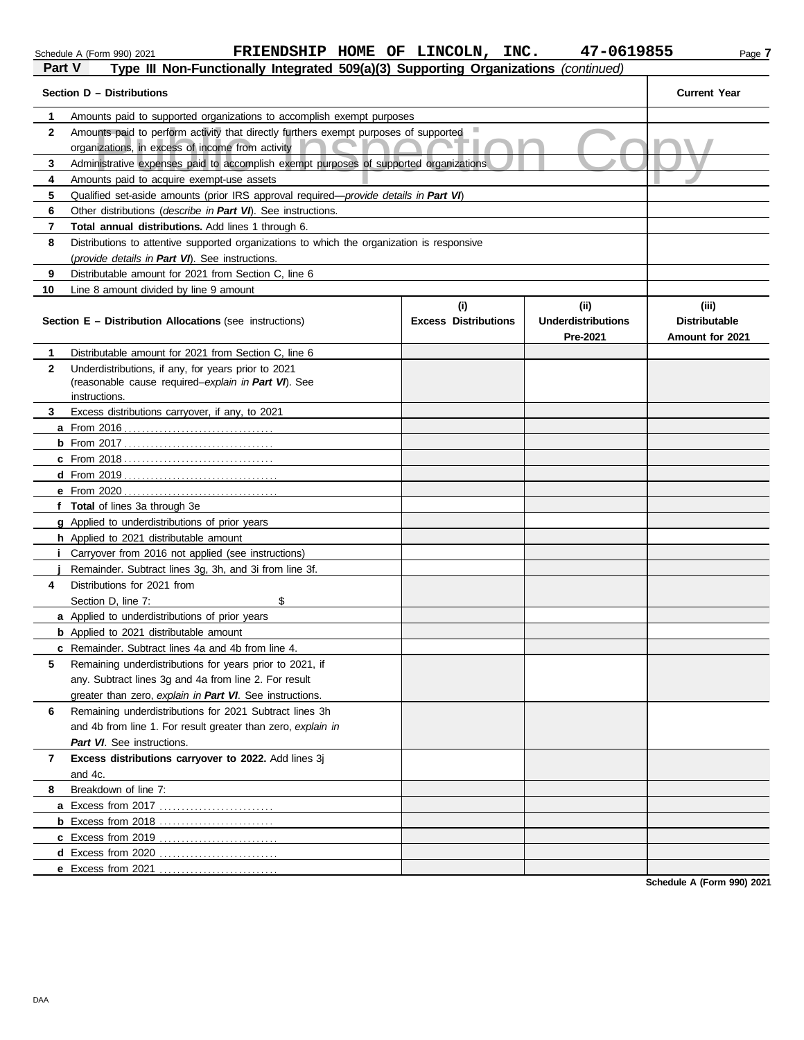Schedule A (Form 990) 2021 FRIENDSHIP HOME OF LINCOLN, INC. 47-0619855

**Part V — Type III Non-Functionally Integrated 509(a)(3) Supporting Organizations** *(continued)*

| Section D – Distributions | Current Year |
|---|---|
| **1** Amounts paid to supported organizations to accomplish exempt purposes | |
| **2** Amounts paid to perform activity that directly furthers exempt purposes of supported organizations, in excess of income from activity | |
| **3** Administrative expenses paid to accomplish exempt purposes of supported organizations | |
| **4** Amounts paid to acquire exempt-use assets | |
| **5** Qualified set-aside amounts (prior IRS approval required—*provide details in **Part VI***) | |
| **6** Other distributions (*describe in **Part VI***). See instructions. | |
| **7** **Total annual distributions.** Add lines 1 through 6. | |
| **8** Distributions to attentive supported organizations to which the organization is responsive (*provide details in **Part VI***). See instructions. | |
| **9** Distributable amount for 2021 from Section C, line 6 | |
| **10** Line 8 amount divided by line 9 amount | |

| Section E – Distribution Allocations (see instructions) | (i) Excess Distributions | (ii) Underdistributions Pre-2021 | (iii) Distributable Amount for 2021 |
|---|---|---|---|
| **1** Distributable amount for 2021 from Section C, line 6 | | | |
| **2** Underdistributions, if any, for years prior to 2021 (reasonable cause required–*explain in **Part VI***). See instructions. | | | |
| **3** Excess distributions carryover, if any, to 2021 | | | |
| **a** From 2016 | | | |
| **b** From 2017 | | | |
| **c** From 2018 | | | |
| **d** From 2019 | | | |
| **e** From 2020 | | | |
| **f** **Total** of lines 3a through 3e | | | |
| **g** Applied to underdistributions of prior years | | | |
| **h** Applied to 2021 distributable amount | | | |
| **i** Carryover from 2016 not applied (see instructions) | | | |
| **j** Remainder. Subtract lines 3g, 3h, and 3i from line 3f. | | | |
| **4** Distributions for 2021 from Section D, line 7: $ | | | |
| **a** Applied to underdistributions of prior years | | | |
| **b** Applied to 2021 distributable amount | | | |
| **c** Remainder. Subtract lines 4a and 4b from line 4. | | | |
| **5** Remaining underdistributions for years prior to 2021, if any. Subtract lines 3g and 4a from line 2. For result greater than zero, *explain in **Part VI***. See instructions. | | | |
| **6** Remaining underdistributions for 2021 Subtract lines 3h and 4b from line 1. For result greater than zero, *explain in **Part VI***. See instructions. | | | |
| **7** **Excess distributions carryover to 2022.** Add lines 3j and 4c. | | | |
| **8** Breakdown of line 7: | | | |
| **a** Excess from 2017 | | | |
| **b** Excess from 2018 | | | |
| **c** Excess from 2019 | | | |
| **d** Excess from 2020 | | | |
| **e** Excess from 2021 | | | |

**Schedule A (Form 990) 2021**

DAA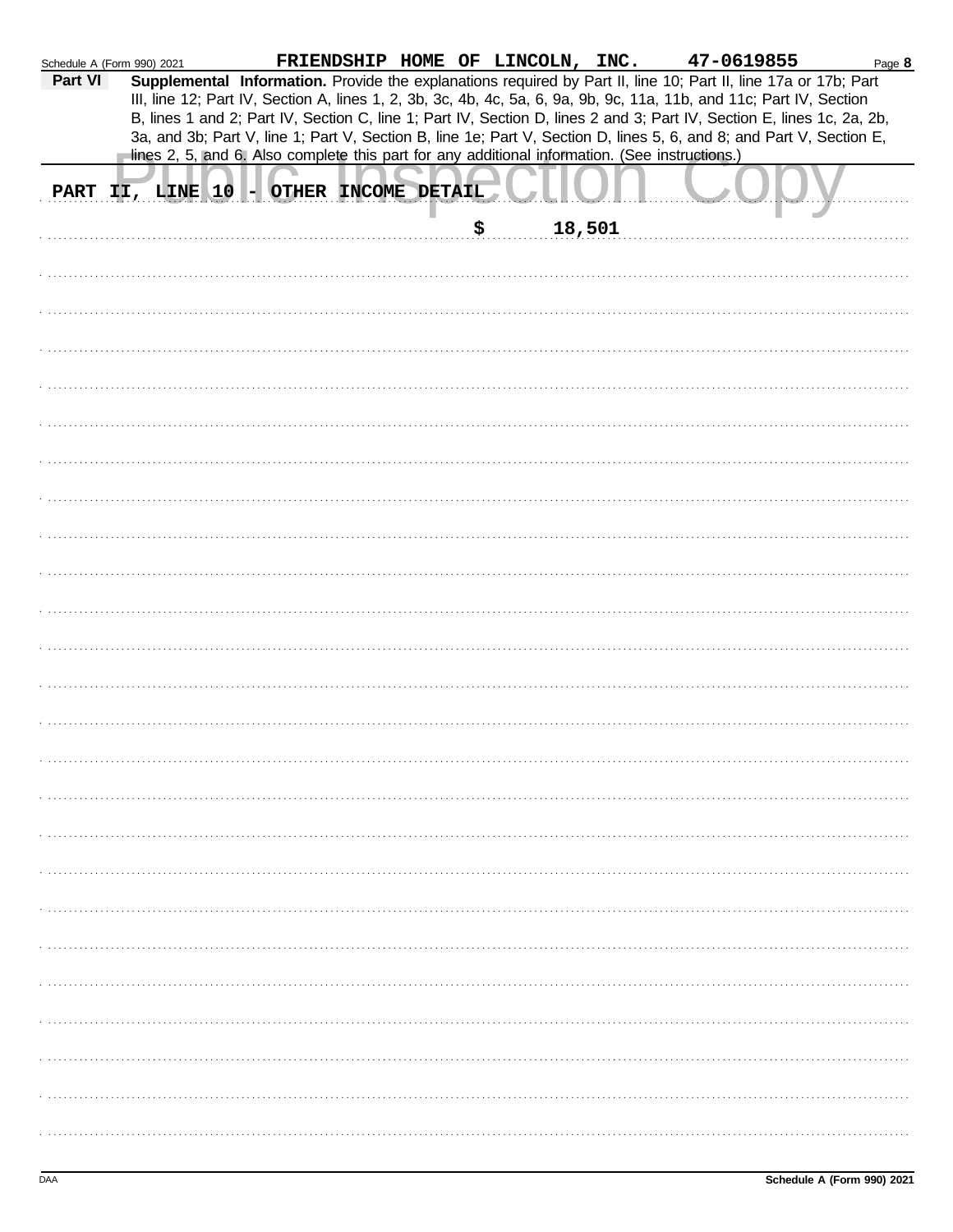Schedule A (Form 990) 2021 FRIENDSHIP HOME OF LINCOLN, INC. 47-0619855

**Part VI** **Supplemental Information.** Provide the explanations required by Part II, line 10; Part II, line 17a or 17b; Part III, line 12; Part IV, Section A, lines 1, 2, 3b, 3c, 4b, 4c, 5a, 6, 9a, 9b, 9c, 11a, 11b, and 11c; Part IV, Section B, lines 1 and 2; Part IV, Section C, line 1; Part IV, Section D, lines 2 and 3; Part IV, Section E, lines 1c, 2a, 2b, 3a, and 3b; Part V, line 1; Part V, Section B, line 1e; Part V, Section D, lines 5, 6, and 8; and Part V, Section E, lines 2, 5, and 6. Also complete this part for any additional information. (See instructions.)

PART II, LINE 10 - OTHER INCOME DETAIL

$ 18,501

Schedule A (Form 990) 2021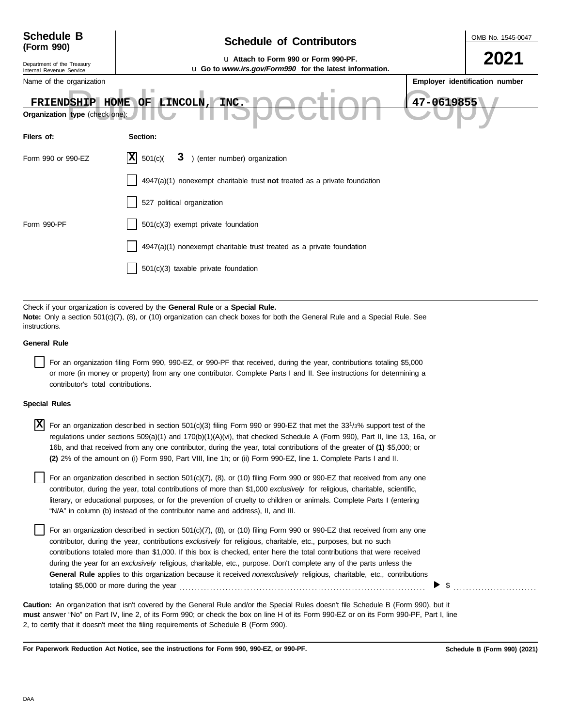**Schedule B**
**(Form 990)**

Department of the Treasury
Internal Revenue Service

# Schedule of Contributors

u **Attach to Form 990 or Form 990-PF.**
u **Go to *www.irs.gov/Form990* for the latest information.**

OMB No. 1545-0047

**2021**

Public Inspection Copy

| Name of the organization | Employer identification number |
|---|---|
| FRIENDSHIP HOME OF LINCOLN, INC. | 47-0619855 |

**Organization type** (check one):

| Filers of: | Section: |
|---|---|
| Form 990 or 990-EZ | [X] 501(c)( 3 ) (enter number) organization |
| | [ ] 4947(a)(1) nonexempt charitable trust **not** treated as a private foundation |
| | [ ] 527 political organization |
| Form 990-PF | [ ] 501(c)(3) exempt private foundation |
| | [ ] 4947(a)(1) nonexempt charitable trust treated as a private foundation |
| | [ ] 501(c)(3) taxable private foundation |

Check if your organization is covered by the **General Rule** or a **Special Rule.**
**Note:** Only a section 501(c)(7), (8), or (10) organization can check boxes for both the General Rule and a Special Rule. See instructions.

**General Rule**

[ ] For an organization filing Form 990, 990-EZ, or 990-PF that received, during the year, contributions totaling $5,000 or more (in money or property) from any one contributor. Complete Parts I and II. See instructions for determining a contributor's total contributions.

**Special Rules**

[X] For an organization described in section 501(c)(3) filing Form 990 or 990-EZ that met the $33\frac{1}{3}$% support test of the regulations under sections 509(a)(1) and 170(b)(1)(A)(vi), that checked Schedule A (Form 990), Part II, line 13, 16a, or 16b, and that received from any one contributor, during the year, total contributions of the greater of **(1)** $5,000; or **(2)** 2% of the amount on (i) Form 990, Part VIII, line 1h; or (ii) Form 990-EZ, line 1. Complete Parts I and II.

[ ] For an organization described in section 501(c)(7), (8), or (10) filing Form 990 or 990-EZ that received from any one contributor, during the year, total contributions of more than $1,000 *exclusively* for religious, charitable, scientific, literary, or educational purposes, or for the prevention of cruelty to children or animals. Complete Parts I (entering "N/A" in column (b) instead of the contributor name and address), II, and III.

[ ] For an organization described in section 501(c)(7), (8), or (10) filing Form 990 or 990-EZ that received from any one contributor, during the year, contributions *exclusively* for religious, charitable, etc., purposes, but no such contributions totaled more than $1,000. If this box is checked, enter here the total contributions that were received during the year for an *exclusively* religious, charitable, etc., purpose. Don't complete any of the parts unless the **General Rule** applies to this organization because it received *nonexclusively* religious, charitable, etc., contributions totaling $5,000 or more during the year ........ ▶ $ ..........

**Caution:** An organization that isn't covered by the General Rule and/or the Special Rules doesn't file Schedule B (Form 990), but it **must** answer "No" on Part IV, line 2, of its Form 990; or check the box on line H of its Form 990-EZ or on its Form 990-PF, Part I, line 2, to certify that it doesn't meet the filing requirements of Schedule B (Form 990).

**For Paperwork Reduction Act Notice, see the instructions for Form 990, 990-EZ, or 990-PF.** **Schedule B (Form 990) (2021)**

DAA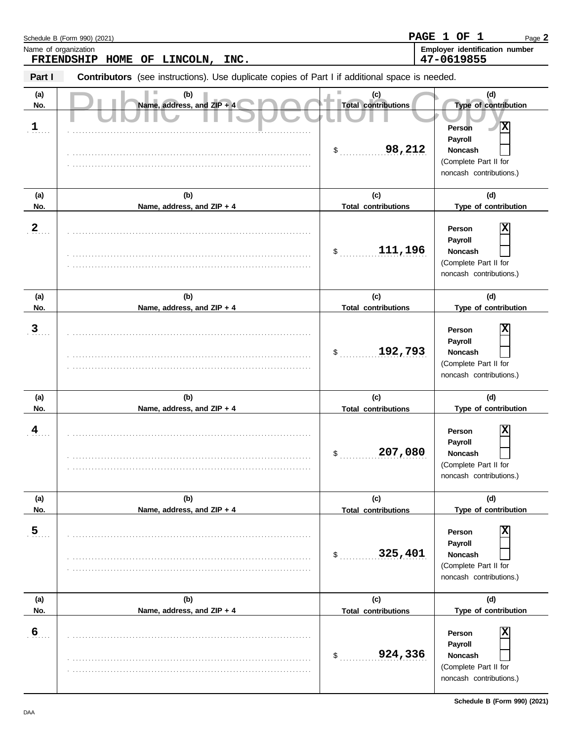Schedule B (Form 990) (2021)

Name of organization: **FRIENDSHIP HOME OF LINCOLN, INC.**

Employer identification number: **47-0619855**

**Part I** **Contributors** (see instructions). Use duplicate copies of Part I if additional space is needed.

Public Inspection Copy

| (a) No. | (b) Name, address, and ZIP + 4 | (c) Total contributions | (d) Type of contribution |
|---|---|---|---|
| 1 | | $ 98,212 | Person [X] Payroll [ ] Noncash [ ] (Complete Part II for noncash contributions.) |
| 2 | | $ 111,196 | Person [X] Payroll [ ] Noncash [ ] (Complete Part II for noncash contributions.) |
| 3 | | $ 192,793 | Person [X] Payroll [ ] Noncash [ ] (Complete Part II for noncash contributions.) |
| 4 | | $ 207,080 | Person [X] Payroll [ ] Noncash [ ] (Complete Part II for noncash contributions.) |
| 5 | | $ 325,401 | Person [X] Payroll [ ] Noncash [ ] (Complete Part II for noncash contributions.) |
| 6 | | $ 924,336 | Person [X] Payroll [ ] Noncash [ ] (Complete Part II for noncash contributions.) |

DAA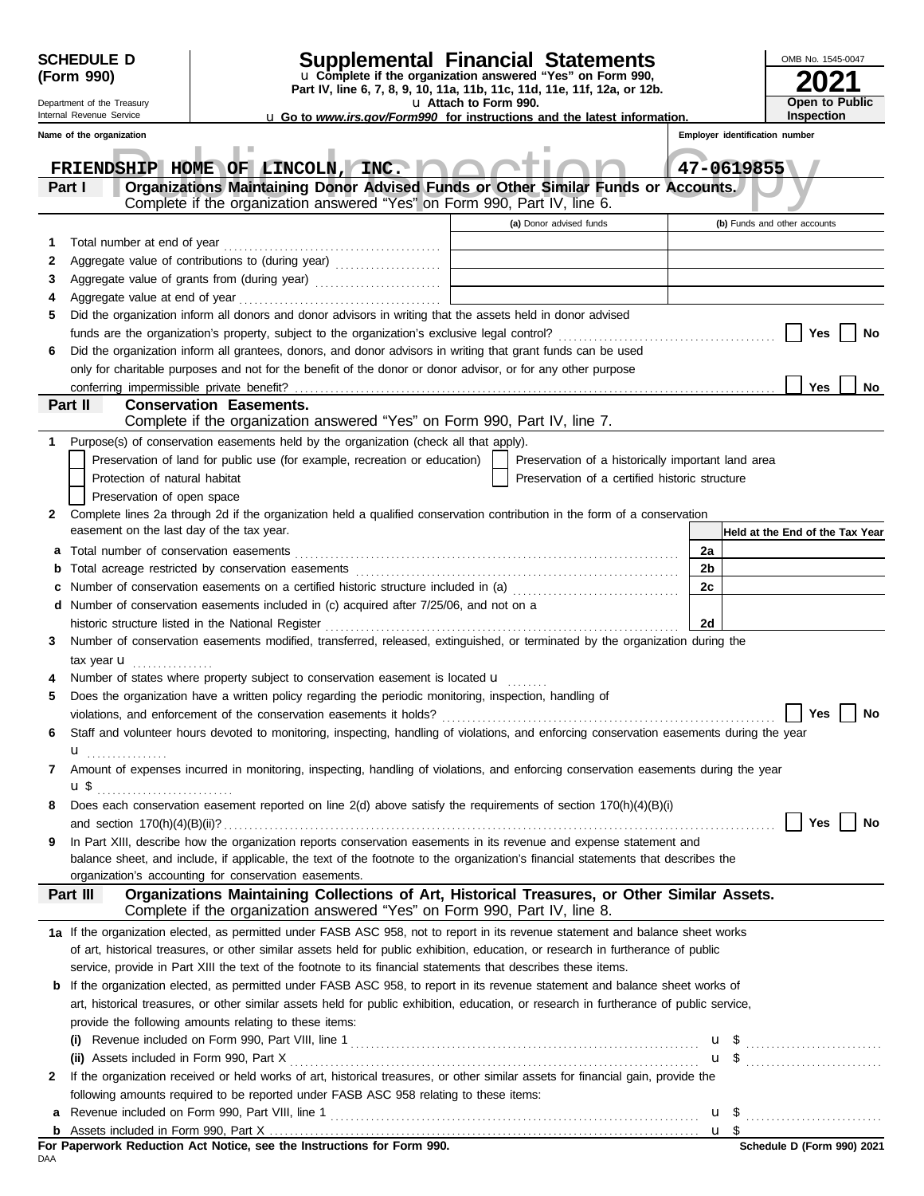**SCHEDULE D (Form 990)**

Department of the Treasury
Internal Revenue Service

# Supplemental Financial Statements

u Complete if the organization answered "Yes" on Form 990, Part IV, line 6, 7, 8, 9, 10, 11a, 11b, 11c, 11d, 11e, 11f, 12a, or 12b.
u Attach to Form 990.
u Go to *www.irs.gov/Form990* for instructions and the latest information.

OMB No. 1545-0047
**2021**
**Open to Public Inspection**

Name of the organization: FRIENDSHIP HOME OF LINCOLN, INC.
Employer identification number: 47-0619855

Public Inspection Copy

## Part I Organizations Maintaining Donor Advised Funds or Other Similar Funds or Accounts.
Complete if the organization answered "Yes" on Form 990, Part IV, line 6.

| | | (a) Donor advised funds | (b) Funds and other accounts |
|---|---|---|---|
| 1 | Total number at end of year | | |
| 2 | Aggregate value of contributions to (during year) | | |
| 3 | Aggregate value of grants from (during year) | | |
| 4 | Aggregate value at end of year | | |

5 Did the organization inform all donors and donor advisors in writing that the assets held in donor advised funds are the organization's property, subject to the organization's exclusive legal control? ☐ Yes ☐ No

6 Did the organization inform all grantees, donors, and donor advisors in writing that grant funds can be used only for charitable purposes and not for the benefit of the donor or donor advisor, or for any other purpose conferring impermissible private benefit? ☐ Yes ☐ No

## Part II Conservation Easements.
Complete if the organization answered "Yes" on Form 990, Part IV, line 7.

1 Purpose(s) of conservation easements held by the organization (check all that apply).

- ☐ Preservation of land for public use (for example, recreation or education)
- ☐ Preservation of a historically important land area
- ☐ Protection of natural habitat
- ☐ Preservation of a certified historic structure
- ☐ Preservation of open space

2 Complete lines 2a through 2d if the organization held a qualified conservation contribution in the form of a conservation easement on the last day of the tax year.

| | | | Held at the End of the Tax Year |
|---|---|---|---|
| a | Total number of conservation easements | 2a | |
| b | Total acreage restricted by conservation easements | 2b | |
| c | Number of conservation easements on a certified historic structure included in (a) | 2c | |
| d | Number of conservation easements included in (c) acquired after 7/25/06, and not on a historic structure listed in the National Register | 2d | |

3 Number of conservation easements modified, transferred, released, extinguished, or terminated by the organization during the tax year u

4 Number of states where property subject to conservation easement is located u

5 Does the organization have a written policy regarding the periodic monitoring, inspection, handling of violations, and enforcement of the conservation easements it holds? ☐ Yes ☐ No

6 Staff and volunteer hours devoted to monitoring, inspecting, handling of violations, and enforcing conservation easements during the year u

7 Amount of expenses incurred in monitoring, inspecting, handling of violations, and enforcing conservation easements during the year u $

8 Does each conservation easement reported on line 2(d) above satisfy the requirements of section 170(h)(4)(B)(i) and section 170(h)(4)(B)(ii)? ☐ Yes ☐ No

9 In Part XIII, describe how the organization reports conservation easements in its revenue and expense statement and balance sheet, and include, if applicable, the text of the footnote to the organization's financial statements that describes the organization's accounting for conservation easements.

## Part III Organizations Maintaining Collections of Art, Historical Treasures, or Other Similar Assets.
Complete if the organization answered "Yes" on Form 990, Part IV, line 8.

1a If the organization elected, as permitted under FASB ASC 958, not to report in its revenue statement and balance sheet works of art, historical treasures, or other similar assets held for public exhibition, education, or research in furtherance of public service, provide in Part XIII the text of the footnote to its financial statements that describes these items.

b If the organization elected, as permitted under FASB ASC 958, to report in its revenue statement and balance sheet works of art, historical treasures, or other similar assets held for public exhibition, education, or research in furtherance of public service, provide the following amounts relating to these items:

(i) Revenue included on Form 990, Part VIII, line 1 u $

(ii) Assets included in Form 990, Part X u $

2 If the organization received or held works of art, historical treasures, or other similar assets for financial gain, provide the following amounts required to be reported under FASB ASC 958 relating to these items:

a Revenue included on Form 990, Part VIII, line 1 u $

b Assets included in Form 990, Part X u $

**For Paperwork Reduction Act Notice, see the Instructions for Form 990.**
DAA
**Schedule D (Form 990) 2021**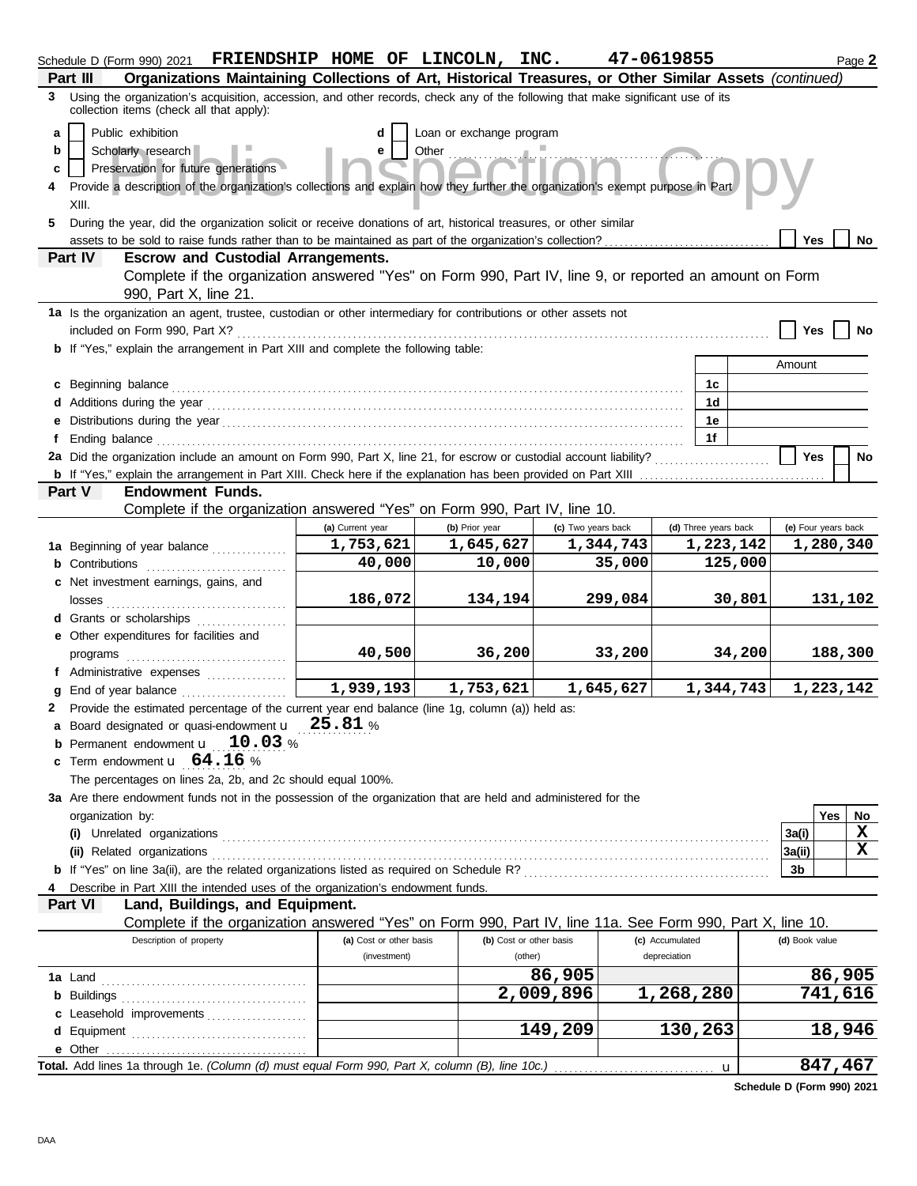Schedule D (Form 990) 2021 **FRIENDSHIP HOME OF LINCOLN, INC.** **47-0619855** Page **2**

**Part III** **Organizations Maintaining Collections of Art, Historical Treasures, or Other Similar Assets** *(continued)*

**3** Using the organization's acquisition, accession, and other records, check any of the following that make significant use of its collection items (check all that apply):

- **a** [ ] Public exhibition
- **b** [ ] Scholarly research
- **c** [ ] Preservation for future generations
- **d** [ ] Loan or exchange program
- **e** [ ] Other

**4** Provide a description of the organization's collections and explain how they further the organization's exempt purpose in Part XIII.

**5** During the year, did the organization solicit or receive donations of art, historical treasures, or other similar assets to be sold to raise funds rather than to be maintained as part of the organization's collection? [ ] Yes [ ] No

**Part IV** **Escrow and Custodial Arrangements.**
Complete if the organization answered "Yes" on Form 990, Part IV, line 9, or reported an amount on Form 990, Part X, line 21.

**1a** Is the organization an agent, trustee, custodian or other intermediary for contributions or other assets not included on Form 990, Part X? [ ] Yes [ ] No

**b** If "Yes," explain the arrangement in Part XIII and complete the following table:

| | | Amount |
|---|---|---|
| **c** Beginning balance | 1c | |
| **d** Additions during the year | 1d | |
| **e** Distributions during the year | 1e | |
| **f** Ending balance | 1f | |

**2a** Did the organization include an amount on Form 990, Part X, line 21, for escrow or custodial account liability? [ ] Yes [ ] No

**b** If "Yes," explain the arrangement in Part XIII. Check here if the explanation has been provided on Part XIII [ ]

**Part V** **Endowment Funds.**
Complete if the organization answered "Yes" on Form 990, Part IV, line 10.

| | (a) Current year | (b) Prior year | (c) Two years back | (d) Three years back | (e) Four years back |
|---|---|---|---|---|---|
| **1a** Beginning of year balance | 1,753,621 | 1,645,627 | 1,344,743 | 1,223,142 | 1,280,340 |
| **b** Contributions | 40,000 | 10,000 | 35,000 | 125,000 | |
| **c** Net investment earnings, gains, and losses | 186,072 | 134,194 | 299,084 | 30,801 | 131,102 |
| **d** Grants or scholarships | | | | | |
| **e** Other expenditures for facilities and programs | 40,500 | 36,200 | 33,200 | 34,200 | 188,300 |
| **f** Administrative expenses | | | | | |
| **g** End of year balance | 1,939,193 | 1,753,621 | 1,645,627 | 1,344,743 | 1,223,142 |

**2** Provide the estimated percentage of the current year end balance (line 1g, column (a)) held as:

**a** Board designated or quasi-endowment **25.81** %

**b** Permanent endowment **10.03** %

**c** Term endowment **64.16** %

The percentages on lines 2a, 2b, and 2c should equal 100%.

**3a** Are there endowment funds not in the possession of the organization that are held and administered for the organization by:

| | | Yes | No |
|---|---|---|---|
| **(i)** Unrelated organizations | 3a(i) | | X |
| **(ii)** Related organizations | 3a(ii) | | X |
| **b** If "Yes" on line 3a(ii), are the related organizations listed as required on Schedule R? | 3b | | |

**4** Describe in Part XIII the intended uses of the organization's endowment funds.

**Part VI** **Land, Buildings, and Equipment.**
Complete if the organization answered "Yes" on Form 990, Part IV, line 11a. See Form 990, Part X, line 10.

| Description of property | (a) Cost or other basis (investment) | (b) Cost or other basis (other) | (c) Accumulated depreciation | (d) Book value |
|---|---|---|---|---|
| **1a** Land | | 86,905 | | 86,905 |
| **b** Buildings | | 2,009,896 | 1,268,280 | 741,616 |
| **c** Leasehold improvements | | | | |
| **d** Equipment | | 149,209 | 130,263 | 18,946 |
| **e** Other | | | | |
| **Total.** Add lines 1a through 1e. *(Column (d) must equal Form 990, Part X, column (B), line 10c.)* | | | | 847,467 |

**Schedule D (Form 990) 2021**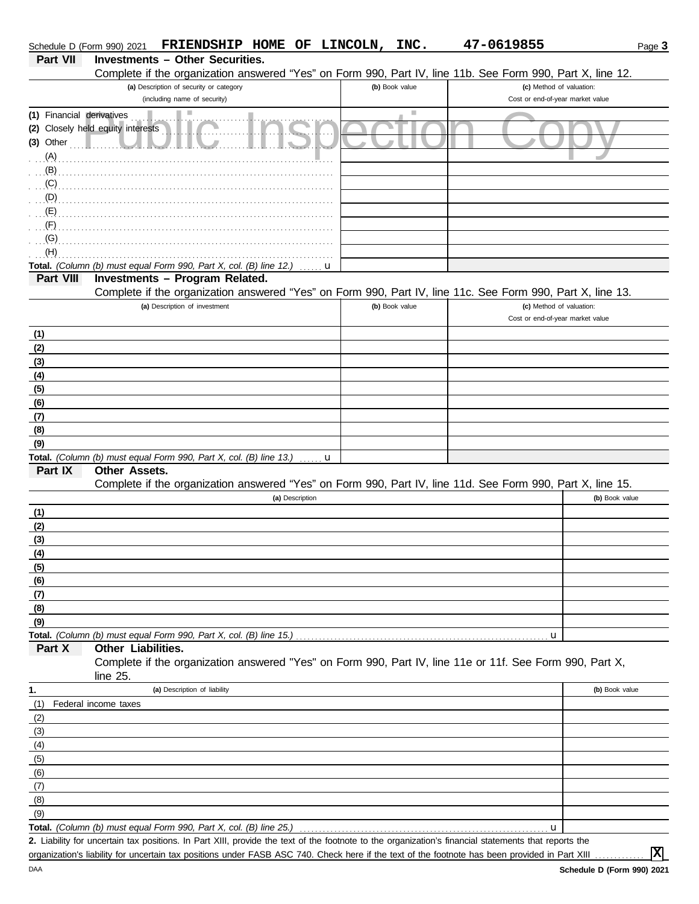Schedule D (Form 990) 2021 **FRIENDSHIP HOME OF LINCOLN, INC.** **47-0619855**

## Part VII Investments – Other Securities.

Complete if the organization answered "Yes" on Form 990, Part IV, line 11b. See Form 990, Part X, line 12.

| (a) Description of security or category (including name of security) | (b) Book value | (c) Method of valuation: Cost or end-of-year market value |
|---|---|---|
| (1) Financial derivatives | | |
| (2) Closely held equity interests | | |
| (3) Other | | |
| (A) | | |
| (B) | | |
| (C) | | |
| (D) | | |
| (E) | | |
| (F) | | |
| (G) | | |
| (H) | | |
| **Total.** *(Column (b) must equal Form 990, Part X, col. (B) line 12.)* u | | |

## Part VIII Investments – Program Related.

Complete if the organization answered "Yes" on Form 990, Part IV, line 11c. See Form 990, Part X, line 13.

| (a) Description of investment | (b) Book value | (c) Method of valuation: Cost or end-of-year market value |
|---|---|---|
| (1) | | |
| (2) | | |
| (3) | | |
| (4) | | |
| (5) | | |
| (6) | | |
| (7) | | |
| (8) | | |
| (9) | | |
| **Total.** *(Column (b) must equal Form 990, Part X, col. (B) line 13.)* u | | |

## Part IX Other Assets.

Complete if the organization answered "Yes" on Form 990, Part IV, line 11d. See Form 990, Part X, line 15.

| (a) Description | (b) Book value |
|---|---|
| (1) | |
| (2) | |
| (3) | |
| (4) | |
| (5) | |
| (6) | |
| (7) | |
| (8) | |
| (9) | |
| **Total.** *(Column (b) must equal Form 990, Part X, col. (B) line 15.)* u | |

## Part X Other Liabilities.

Complete if the organization answered "Yes" on Form 990, Part IV, line 11e or 11f. See Form 990, Part X, line 25.

| 1. (a) Description of liability | (b) Book value |
|---|---|
| (1) Federal income taxes | |
| (2) | |
| (3) | |
| (4) | |
| (5) | |
| (6) | |
| (7) | |
| (8) | |
| (9) | |
| **Total.** *(Column (b) must equal Form 990, Part X, col. (B) line 25.)* u | |

**2.** Liability for uncertain tax positions. In Part XIII, provide the text of the footnote to the organization's financial statements that reports the organization's liability for uncertain tax positions under FASB ASC 740. Check here if the text of the footnote has been provided in Part XIII ............ **X**

DAA **Schedule D (Form 990) 2021**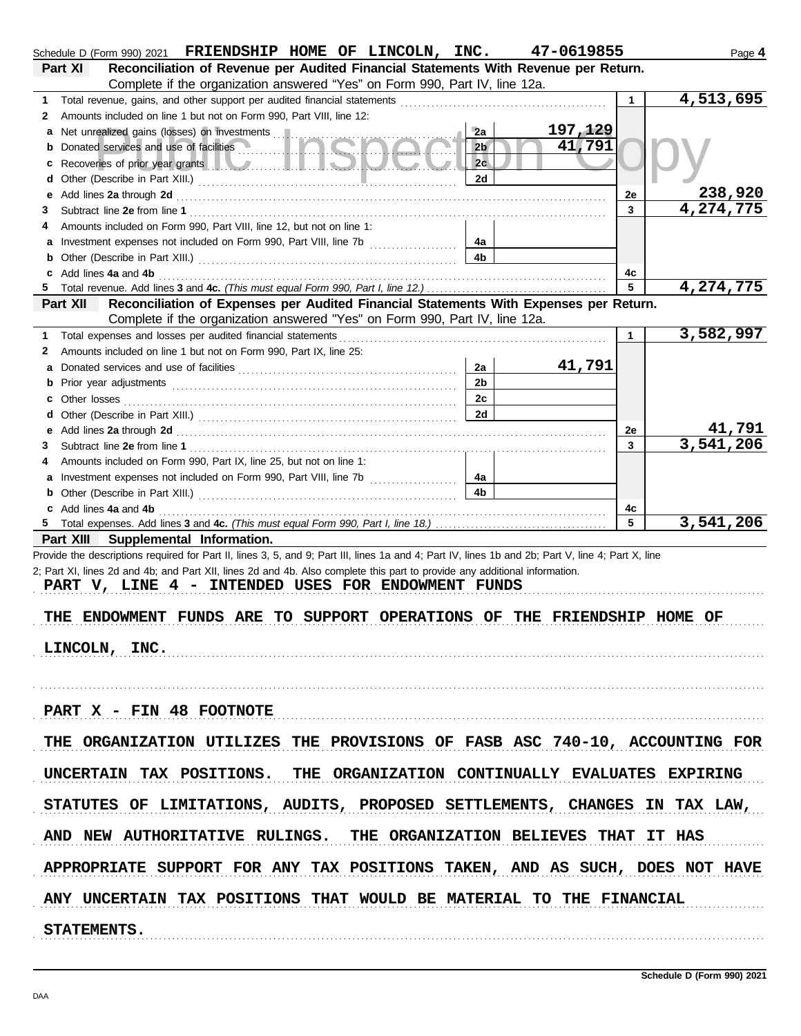Schedule D (Form 990) 2021 **FRIENDSHIP HOME OF LINCOLN, INC.** **47-0619855** Page **4**

## Part XI Reconciliation of Revenue per Audited Financial Statements With Revenue per Return.

Complete if the organization answered "Yes" on Form 990, Part IV, line 12a.

| | | | | | |
|---|---|---|---|---|---|
| 1 | Total revenue, gains, and other support per audited financial statements | | | 1 | 4,513,695 |
| 2 | Amounts included on line 1 but not on Form 990, Part VIII, line 12: | | | | |
| a | Net unrealized gains (losses) on investments | 2a | 197,129 | | |
| b | Donated services and use of facilities | 2b | 41,791 | | |
| c | Recoveries of prior year grants | 2c | | | |
| d | Other (Describe in Part XIII.) | 2d | | | |
| e | Add lines 2a through 2d | | | 2e | 238,920 |
| 3 | Subtract line 2e from line 1 | | | 3 | 4,274,775 |
| 4 | Amounts included on Form 990, Part VIII, line 12, but not on line 1: | | | | |
| a | Investment expenses not included on Form 990, Part VIII, line 7b | 4a | | | |
| b | Other (Describe in Part XIII.) | 4b | | | |
| c | Add lines 4a and 4b | | | 4c | |
| 5 | Total revenue. Add lines 3 and 4c. *(This must equal Form 990, Part I, line 12.)* | | | 5 | 4,274,775 |

## Part XII Reconciliation of Expenses per Audited Financial Statements With Expenses per Return.

Complete if the organization answered "Yes" on Form 990, Part IV, line 12a.

| | | | | | |
|---|---|---|---|---|---|
| 1 | Total expenses and losses per audited financial statements | | | 1 | 3,582,997 |
| 2 | Amounts included on line 1 but not on Form 990, Part IX, line 25: | | | | |
| a | Donated services and use of facilities | 2a | 41,791 | | |
| b | Prior year adjustments | 2b | | | |
| c | Other losses | 2c | | | |
| d | Other (Describe in Part XIII.) | 2d | | | |
| e | Add lines 2a through 2d | | | 2e | 41,791 |
| 3 | Subtract line 2e from line 1 | | | 3 | 3,541,206 |
| 4 | Amounts included on Form 990, Part IX, line 25, but not on line 1: | | | | |
| a | Investment expenses not included on Form 990, Part VIII, line 7b | 4a | | | |
| b | Other (Describe in Part XIII.) | 4b | | | |
| c | Add lines 4a and 4b | | | 4c | |
| 5 | Total expenses. Add lines 3 and 4c. *(This must equal Form 990, Part I, line 18.)* | | | 5 | 3,541,206 |

## Part XIII Supplemental Information.

Provide the descriptions required for Part II, lines 3, 5, and 9; Part III, lines 1a and 4; Part IV, lines 1b and 2b; Part V, line 4; Part X, line 2; Part XI, lines 2d and 4b; and Part XII, lines 2d and 4b. Also complete this part to provide any additional information.

PART V, LINE 4 - INTENDED USES FOR ENDOWMENT FUNDS

THE ENDOWMENT FUNDS ARE TO SUPPORT OPERATIONS OF THE FRIENDSHIP HOME OF LINCOLN, INC.

PART X - FIN 48 FOOTNOTE

THE ORGANIZATION UTILIZES THE PROVISIONS OF FASB ASC 740-10, ACCOUNTING FOR UNCERTAIN TAX POSITIONS. THE ORGANIZATION CONTINUALLY EVALUATES EXPIRING STATUTES OF LIMITATIONS, AUDITS, PROPOSED SETTLEMENTS, CHANGES IN TAX LAW, AND NEW AUTHORITATIVE RULINGS. THE ORGANIZATION BELIEVES THAT IT HAS APPROPRIATE SUPPORT FOR ANY TAX POSITIONS TAKEN, AND AS SUCH, DOES NOT HAVE ANY UNCERTAIN TAX POSITIONS THAT WOULD BE MATERIAL TO THE FINANCIAL STATEMENTS.

Schedule D (Form 990) 2021

DAA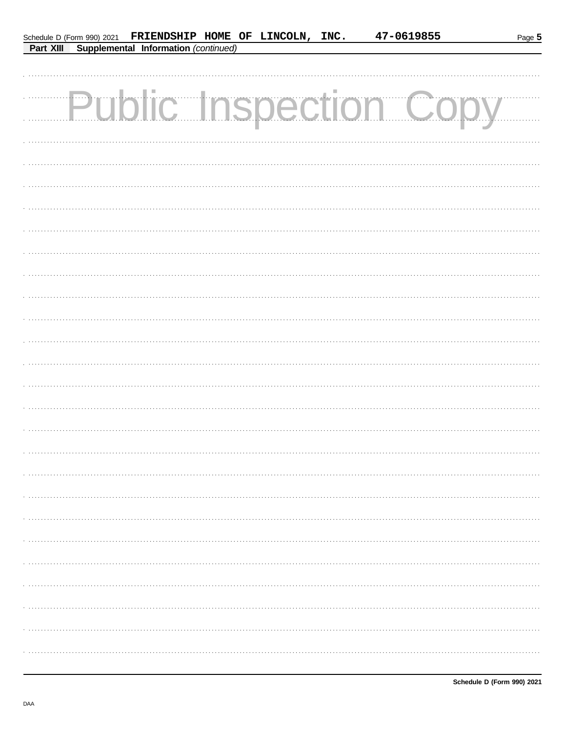Schedule D (Form 990) 2021 FRIENDSHIP HOME OF LINCOLN, INC. 47-0619855

**Part XIII Supplemental Information** *(continued)*

Public Inspection Copy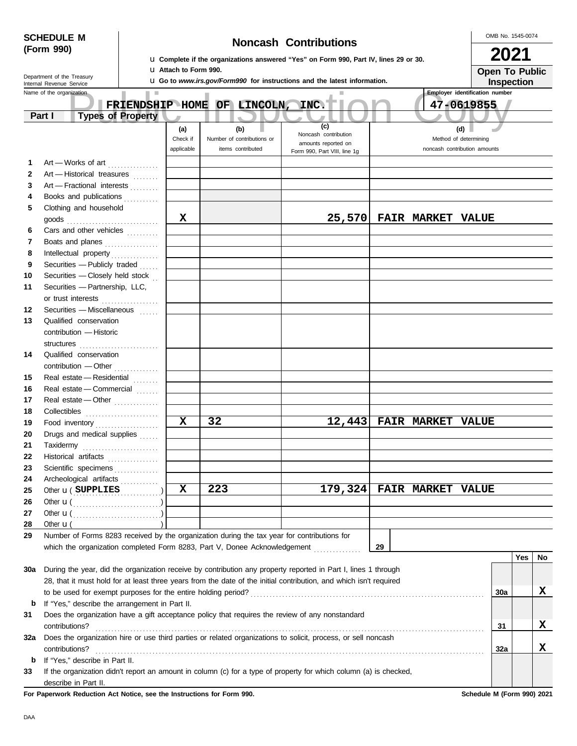**SCHEDULE M (Form 990)**

Department of the Treasury
Internal Revenue Service

# Noncash Contributions

u Complete if the organizations answered "Yes" on Form 990, Part IV, lines 29 or 30.
u Attach to Form 990.
u Go to *www.irs.gov/Form990* for instructions and the latest information.

OMB No. 1545-0074

**2021**

**Open To Public Inspection**

Name of the organization: **FRIENDSHIP HOME OF LINCOLN, INC.**

Employer identification number: **47-0619855**

## Part I Types of Property

| | | (a) Check if applicable | (b) Number of contributions or items contributed | (c) Noncash contribution amounts reported on Form 990, Part VIII, line 1g | (d) Method of determining noncash contribution amounts |
|---|---|---|---|---|---|
| 1 | Art — Works of art | | | | |
| 2 | Art — Historical treasures | | | | |
| 3 | Art — Fractional interests | | | | |
| 4 | Books and publications | | | | |
| 5 | Clothing and household goods | X | | 25,570 | FAIR MARKET VALUE |
| 6 | Cars and other vehicles | | | | |
| 7 | Boats and planes | | | | |
| 8 | Intellectual property | | | | |
| 9 | Securities — Publicly traded | | | | |
| 10 | Securities — Closely held stock | | | | |
| 11 | Securities — Partnership, LLC, or trust interests | | | | |
| 12 | Securities — Miscellaneous | | | | |
| 13 | Qualified conservation contribution — Historic structures | | | | |
| 14 | Qualified conservation contribution — Other | | | | |
| 15 | Real estate — Residential | | | | |
| 16 | Real estate — Commercial | | | | |
| 17 | Real estate — Other | | | | |
| 18 | Collectibles | | | | |
| 19 | Food inventory | X | 32 | 12,443 | FAIR MARKET VALUE |
| 20 | Drugs and medical supplies | | | | |
| 21 | Taxidermy | | | | |
| 22 | Historical artifacts | | | | |
| 23 | Scientific specimens | | | | |
| 24 | Archeological artifacts | | | | |
| 25 | Other u ( SUPPLIES ) | X | 223 | 179,324 | FAIR MARKET VALUE |
| 26 | Other u ( ) | | | | |
| 27 | Other u ( ) | | | | |
| 28 | Other u ( ) | | | | |

29 Number of Forms 8283 received by the organization during the tax year for contributions for which the organization completed Form 8283, Part V, Donee Acknowledgement ..... 29

| | | | Yes | No |
|---|---|---|---|---|
| 30a | During the year, did the organization receive by contribution any property reported in Part I, lines 1 through 28, that it must hold for at least three years from the date of the initial contribution, and which isn't required to be used for exempt purposes for the entire holding period? | 30a | | X |
| b | If "Yes," describe the arrangement in Part II. | | | |
| 31 | Does the organization have a gift acceptance policy that requires the review of any nonstandard contributions? | 31 | | X |
| 32a | Does the organization hire or use third parties or related organizations to solicit, process, or sell noncash contributions? | 32a | | X |
| b | If "Yes," describe in Part II. | | | |
| 33 | If the organization didn't report an amount in column (c) for a type of property for which column (a) is checked, describe in Part II. | | | |

**For Paperwork Reduction Act Notice, see the Instructions for Form 990.**

**Schedule M (Form 990) 2021**

DAA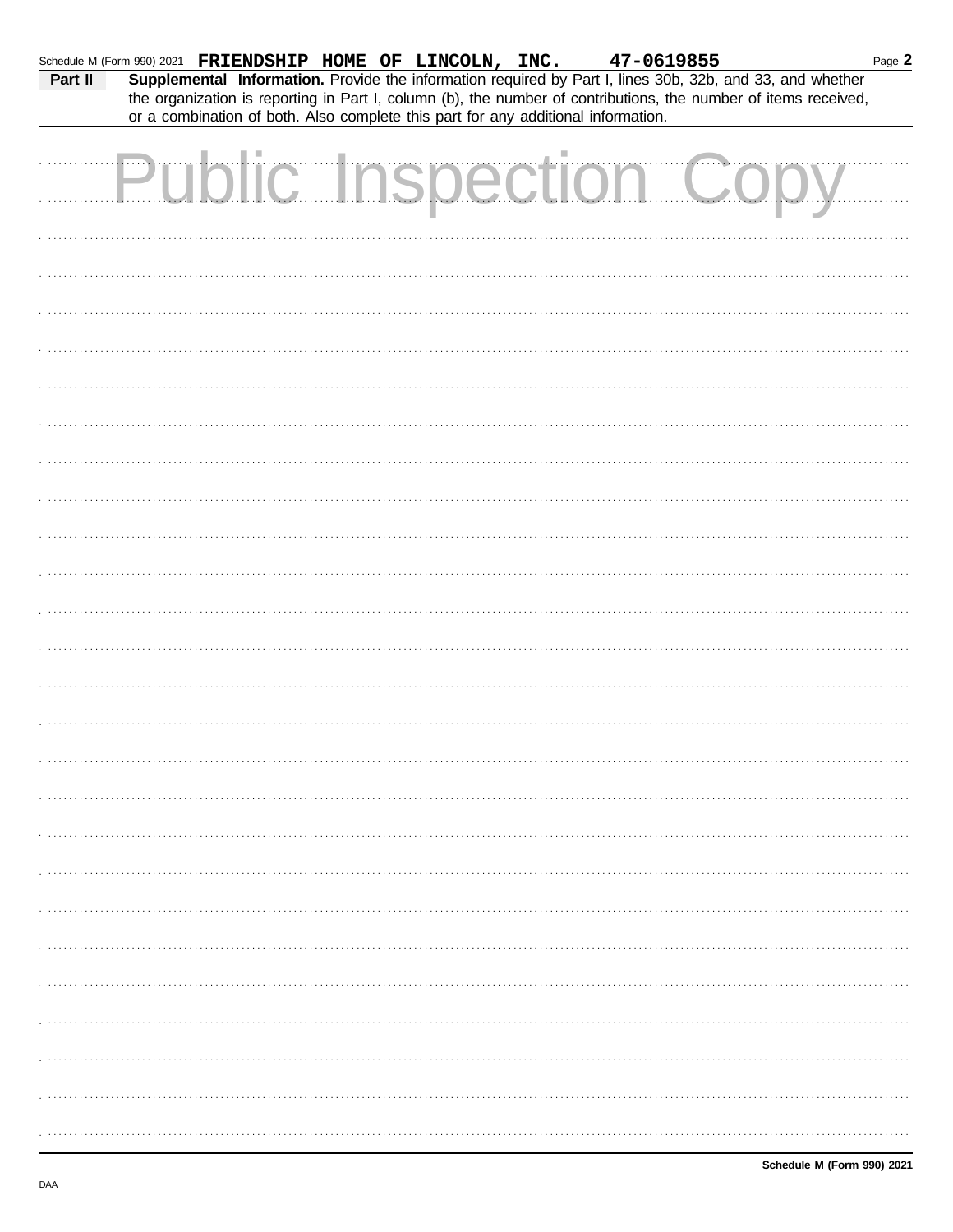Schedule M (Form 990) 2021 **FRIENDSHIP HOME OF LINCOLN, INC.** **47-0619855**

**Part II** **Supplemental Information.** Provide the information required by Part I, lines 30b, 32b, and 33, and whether the organization is reporting in Part I, column (b), the number of contributions, the number of items received, or a combination of both. Also complete this part for any additional information.

Public Inspection Copy

**Schedule M (Form 990) 2021**

DAA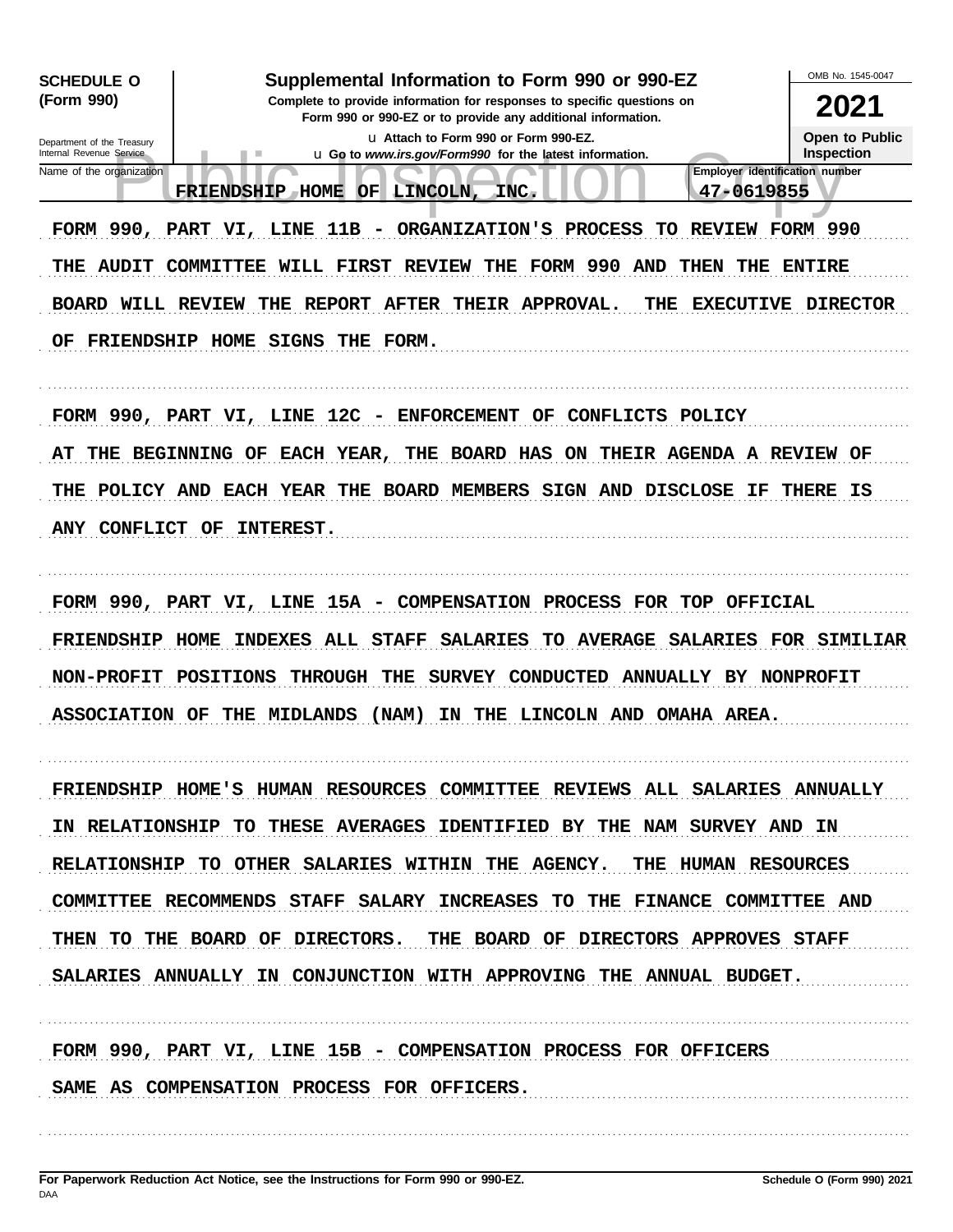**SCHEDULE O (Form 990)**

Department of the Treasury
Internal Revenue Service

# Supplemental Information to Form 990 or 990-EZ

**Complete to provide information for responses to specific questions on Form 990 or 990-EZ or to provide any additional information.**

u Attach to Form 990 or Form 990-EZ.

u Go to *www.irs.gov/Form990* for the latest information.

OMB No. 1545-0047

**2021**

**Open to Public Inspection**

Name of the organization: FRIENDSHIP HOME OF LINCOLN, INC.

Employer identification number: 47-0619855

FORM 990, PART VI, LINE 11B - ORGANIZATION'S PROCESS TO REVIEW FORM 990

THE AUDIT COMMITTEE WILL FIRST REVIEW THE FORM 990 AND THEN THE ENTIRE BOARD WILL REVIEW THE REPORT AFTER THEIR APPROVAL. THE EXECUTIVE DIRECTOR OF FRIENDSHIP HOME SIGNS THE FORM.

FORM 990, PART VI, LINE 12C - ENFORCEMENT OF CONFLICTS POLICY

AT THE BEGINNING OF EACH YEAR, THE BOARD HAS ON THEIR AGENDA A REVIEW OF THE POLICY AND EACH YEAR THE BOARD MEMBERS SIGN AND DISCLOSE IF THERE IS ANY CONFLICT OF INTEREST.

FORM 990, PART VI, LINE 15A - COMPENSATION PROCESS FOR TOP OFFICIAL

FRIENDSHIP HOME INDEXES ALL STAFF SALARIES TO AVERAGE SALARIES FOR SIMILIAR NON-PROFIT POSITIONS THROUGH THE SURVEY CONDUCTED ANNUALLY BY NONPROFIT ASSOCIATION OF THE MIDLANDS (NAM) IN THE LINCOLN AND OMAHA AREA.

FRIENDSHIP HOME'S HUMAN RESOURCES COMMITTEE REVIEWS ALL SALARIES ANNUALLY IN RELATIONSHIP TO THESE AVERAGES IDENTIFIED BY THE NAM SURVEY AND IN RELATIONSHIP TO OTHER SALARIES WITHIN THE AGENCY. THE HUMAN RESOURCES COMMITTEE RECOMMENDS STAFF SALARY INCREASES TO THE FINANCE COMMITTEE AND THEN TO THE BOARD OF DIRECTORS. THE BOARD OF DIRECTORS APPROVES STAFF SALARIES ANNUALLY IN CONJUNCTION WITH APPROVING THE ANNUAL BUDGET.

FORM 990, PART VI, LINE 15B - COMPENSATION PROCESS FOR OFFICERS

SAME AS COMPENSATION PROCESS FOR OFFICERS.

**For Paperwork Reduction Act Notice, see the Instructions for Form 990 or 990-EZ.** | **Schedule O (Form 990) 2021**

DAA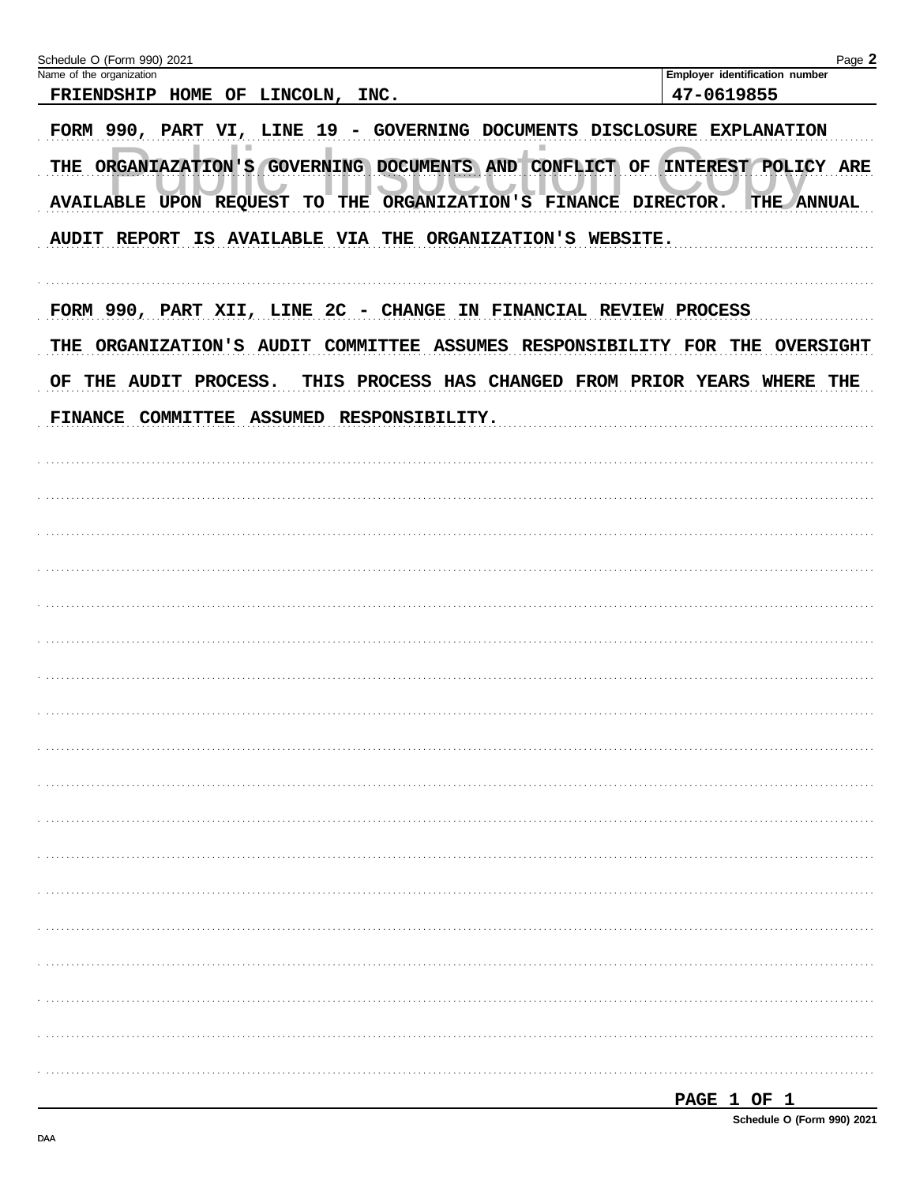Schedule O (Form 990) 2021

Name of the organization: FRIENDSHIP HOME OF LINCOLN, INC.

Employer identification number: 47-0619855

FORM 990, PART VI, LINE 19 - GOVERNING DOCUMENTS DISCLOSURE EXPLANATION

THE ORGANIAZATION'S GOVERNING DOCUMENTS AND CONFLICT OF INTEREST POLICY ARE AVAILABLE UPON REQUEST TO THE ORGANIZATION'S FINANCE DIRECTOR. THE ANNUAL AUDIT REPORT IS AVAILABLE VIA THE ORGANIZATION'S WEBSITE.

FORM 990, PART XII, LINE 2C - CHANGE IN FINANCIAL REVIEW PROCESS

THE ORGANIZATION'S AUDIT COMMITTEE ASSUMES RESPONSIBILITY FOR THE OVERSIGHT OF THE AUDIT PROCESS. THIS PROCESS HAS CHANGED FROM PRIOR YEARS WHERE THE FINANCE COMMITTEE ASSUMED RESPONSIBILITY.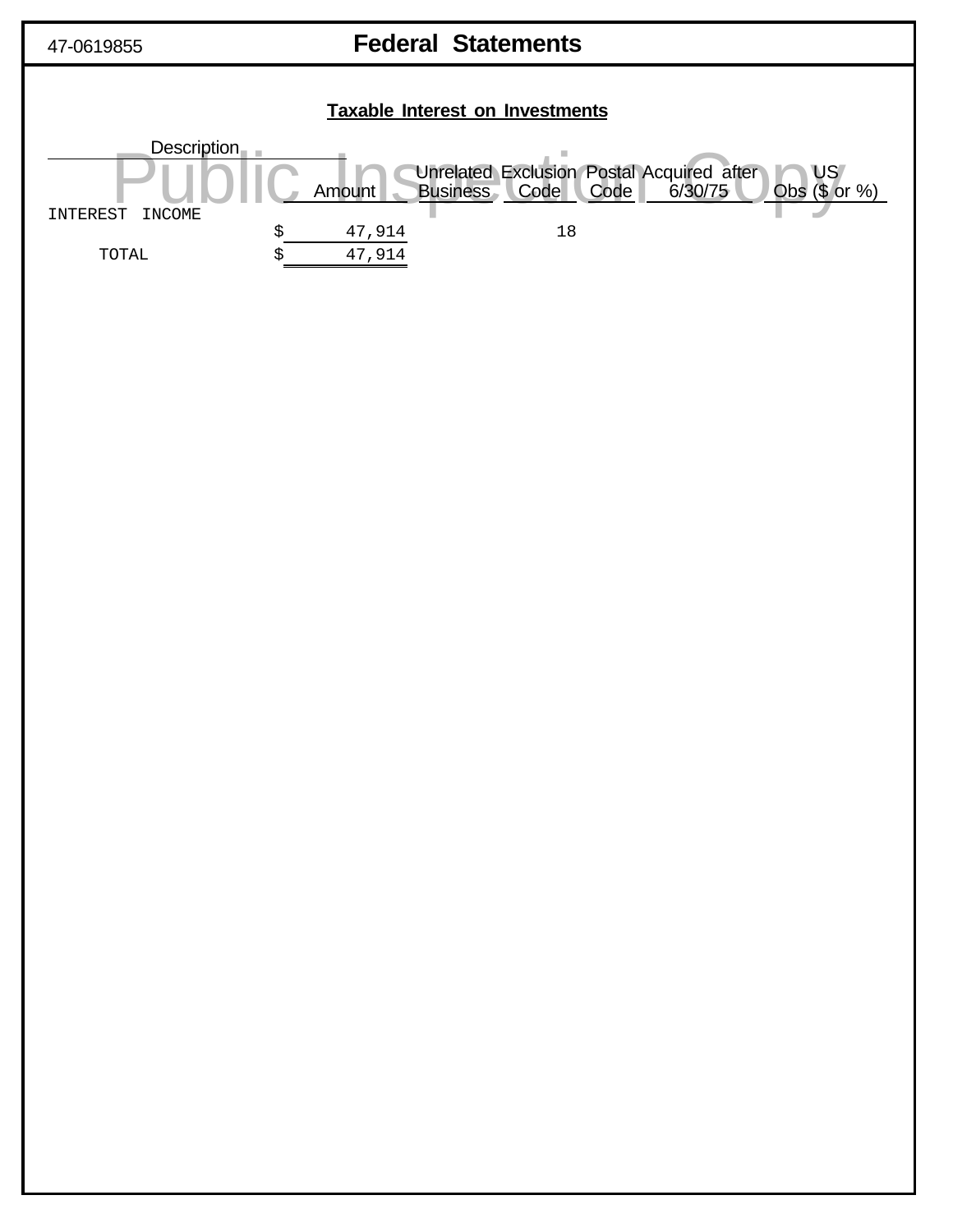47-0619855

# Federal Statements

## Taxable Interest on Investments

| Description | Amount | Unrelated Business | Exclusion Code | Postal Code | Acquired after 6/30/75 | US Obs ($ or %) |
|---|---|---|---|---|---|---|
| INTEREST INCOME | $ 47,914 | | 18 | | | |
| TOTAL | $ 47,914 | | | | | |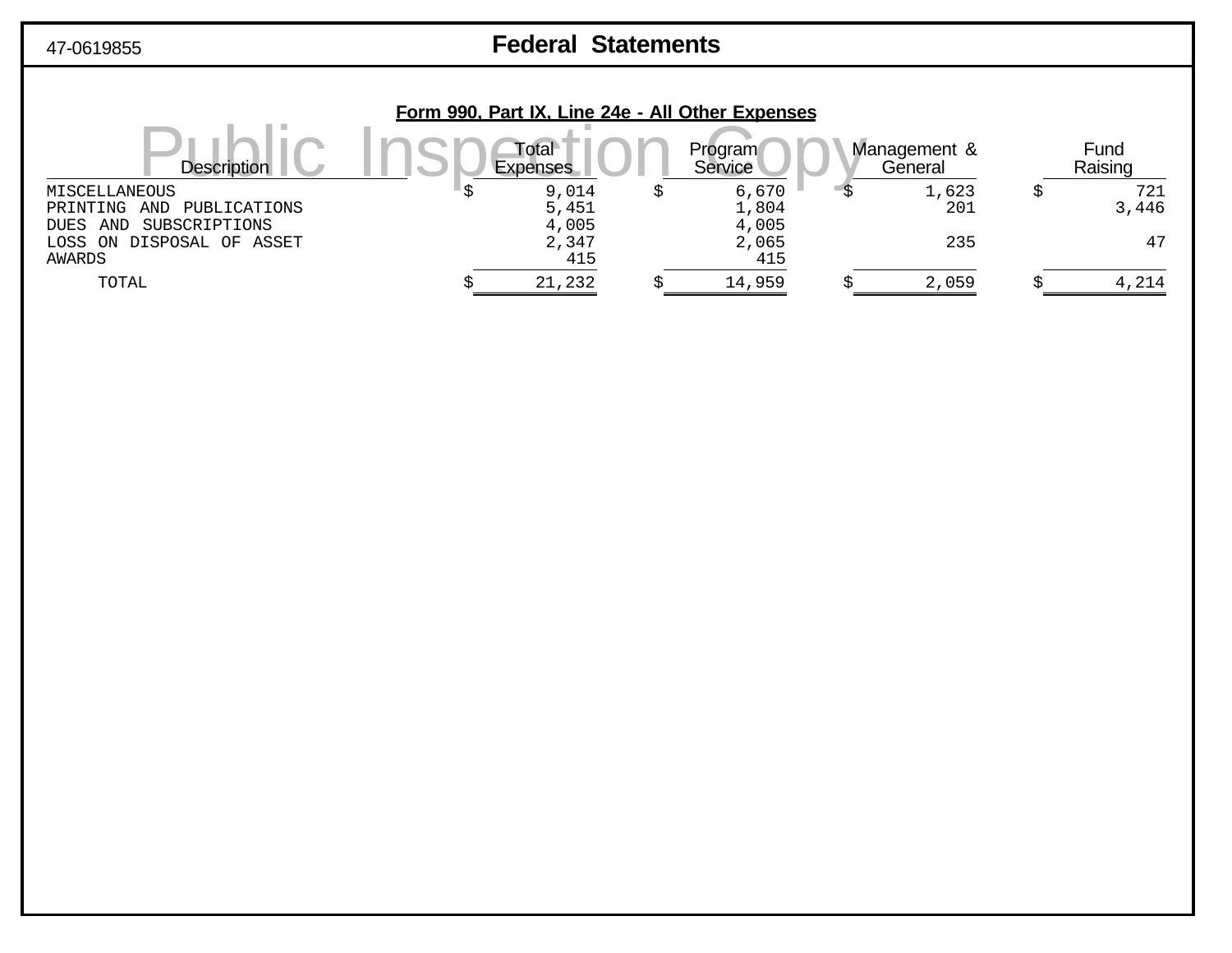47-0619855

# Federal Statements

## Form 990, Part IX, Line 24e - All Other Expenses

| Description | Total Expenses | Program Service | Management & General | Fund Raising |
|---|---|---|---|---|
| MISCELLANEOUS | $ 9,014 | $ 6,670 | $ 1,623 | $ 721 |
| PRINTING AND PUBLICATIONS | 5,451 | 1,804 | 201 | 3,446 |
| DUES AND SUBSCRIPTIONS | 4,005 | 4,005 | | |
| LOSS ON DISPOSAL OF ASSET | 2,347 | 2,065 | 235 | 47 |
| AWARDS | 415 | 415 | | |
| TOTAL | $ 21,232 | $ 14,959 | $ 2,059 | $ 4,214 |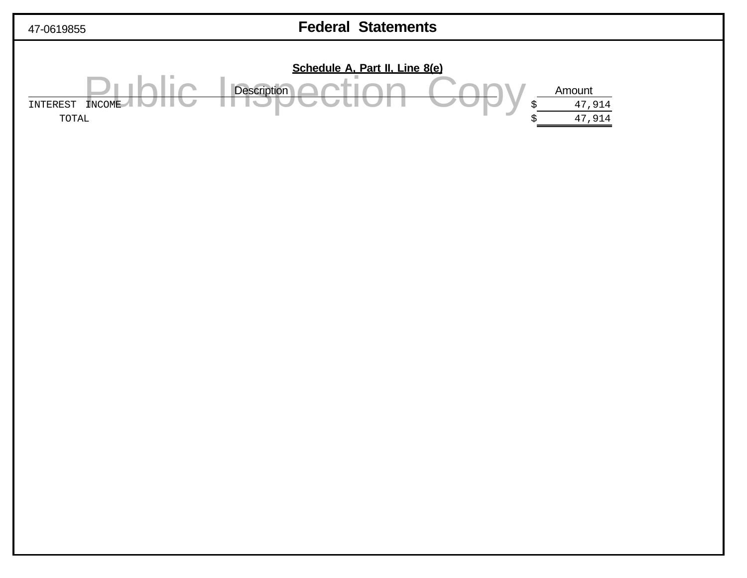47-0619855

# Federal Statements

## Schedule A, Part II, Line 8(e)

| Description | Amount |
|---|---|
| INTEREST INCOME | $ 47,914 |
| TOTAL | $ 47,914 |